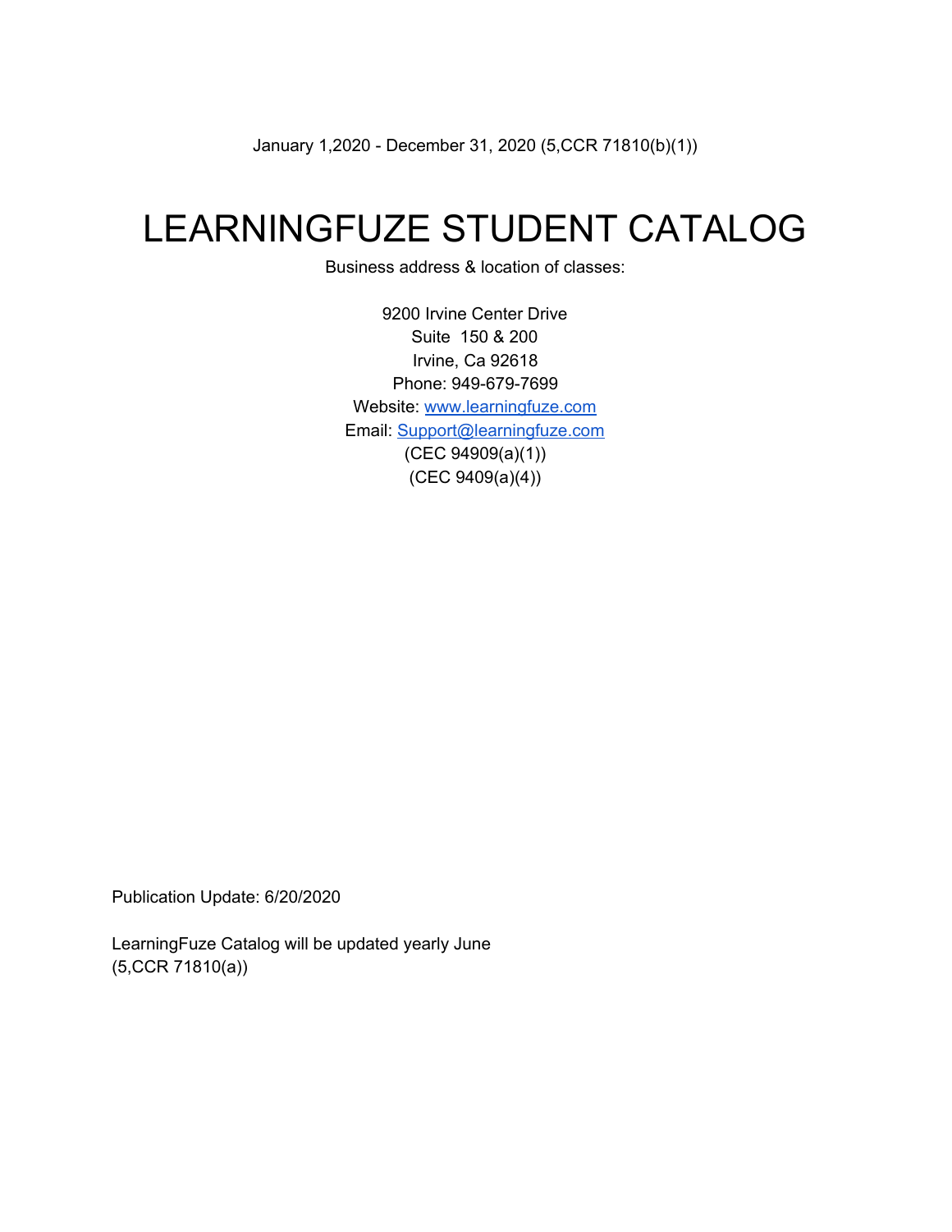January 1,2020 - December 31, 2020 (5,CCR 71810(b)(1))

# LEARNINGFUZE STUDENT CATALOG

Business address & location of classes:

9200 Irvine Center Drive
Suite 150 & 200
Irvine, Ca 92618
Phone: 949-679-7699
Website: www.learningfuze.com
Email: Support@learningfuze.com
(CEC 94909(a)(1))
(CEC 9409(a)(4))

Publication Update: 6/20/2020

LearningFuze Catalog will be updated yearly June
(5,CCR 71810(a))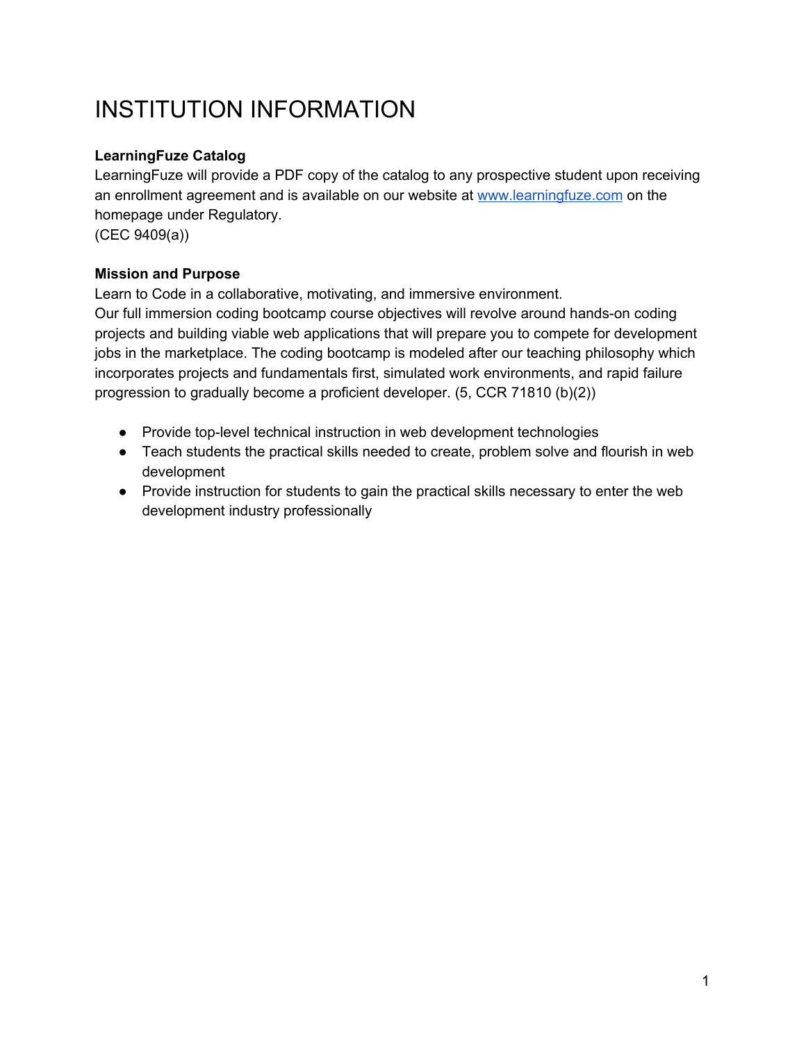# INSTITUTION INFORMATION

**LearningFuze Catalog**
LearningFuze will provide a PDF copy of the catalog to any prospective student upon receiving an enrollment agreement and is available on our website at [www.learningfuze.com](http://www.learningfuze.com) on the homepage under Regulatory.
(CEC 9409(a))

**Mission and Purpose**
Learn to Code in a collaborative, motivating, and immersive environment.
Our full immersion coding bootcamp course objectives will revolve around hands-on coding projects and building viable web applications that will prepare you to compete for development jobs in the marketplace. The coding bootcamp is modeled after our teaching philosophy which incorporates projects and fundamentals first, simulated work environments, and rapid failure progression to gradually become a proficient developer. (5, CCR 71810 (b)(2))

- Provide top-level technical instruction in web development technologies
- Teach students the practical skills needed to create, problem solve and flourish in web development
- Provide instruction for students to gain the practical skills necessary to enter the web development industry professionally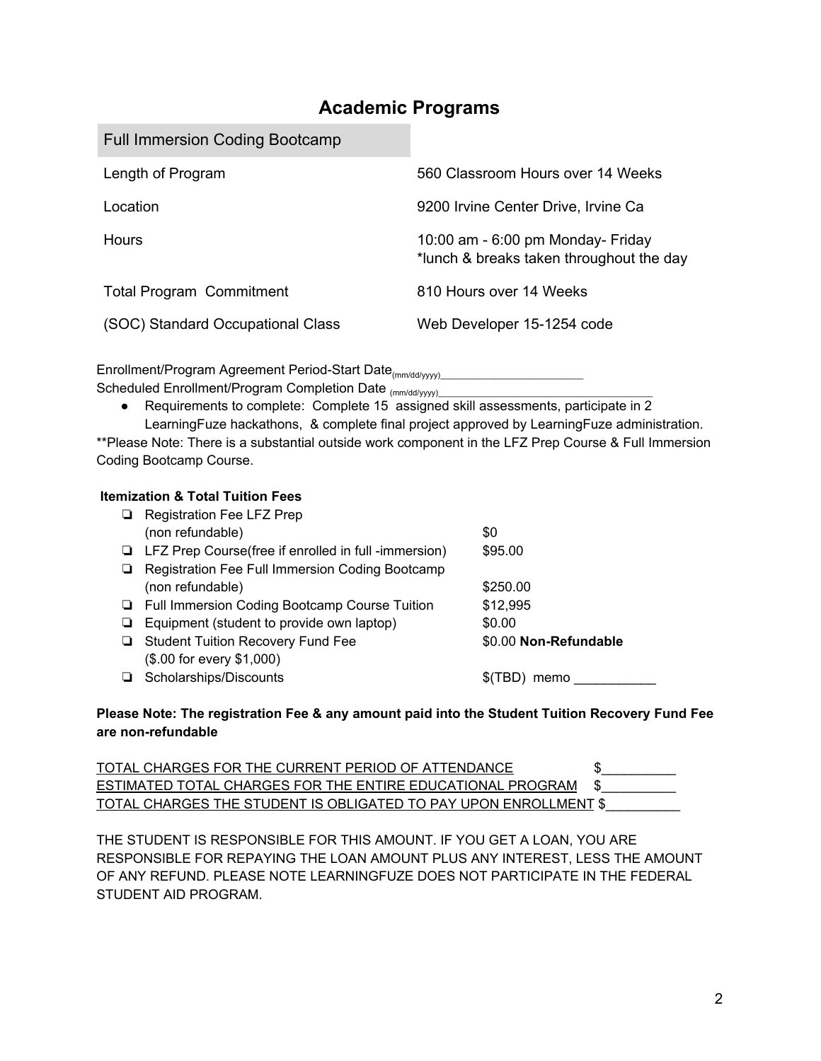## Academic Programs

| Full Immersion Coding Bootcamp | |
|---|---|
| Length of Program | 560 Classroom Hours over 14 Weeks |
| Location | 9200 Irvine Center Drive, Irvine Ca |
| Hours | 10:00 am - 6:00 pm Monday- Friday<br>*lunch & breaks taken throughout the day |
| Total Program Commitment | 810 Hours over 14 Weeks |
| (SOC) Standard Occupational Class | Web Developer 15-1254 code |

Enrollment/Program Agreement Period-Start Date (mm/dd/yyyy)________________________
Scheduled Enrollment/Program Completion Date (mm/dd/yyyy)_________________________________

- Requirements to complete: Complete 15 assigned skill assessments, participate in 2 LearningFuze hackathons, & complete final project approved by LearningFuze administration.

**Please Note: There is a substantial outside work component in the LFZ Prep Course & Full Immersion Coding Bootcamp Course.

**Itemization & Total Tuition Fees**

| Item | Amount |
|---|---|
| ❏ Registration Fee LFZ Prep (non refundable) | $0 |
| ❏ LFZ Prep Course(free if enrolled in full -immersion) | $95.00 |
| ❏ Registration Fee Full Immersion Coding Bootcamp (non refundable) | $250.00 |
| ❏ Full Immersion Coding Bootcamp Course Tuition | $12,995 |
| ❏ Equipment (student to provide own laptop) | $0.00 |
| ❏ Student Tuition Recovery Fund Fee ($.00 for every $1,000) | $0.00 **Non-Refundable** |
| ❏ Scholarships/Discounts | $(TBD) memo ___________ |

**Please Note: The registration Fee & any amount paid into the Student Tuition Recovery Fund Fee are non-refundable**

TOTAL CHARGES FOR THE CURRENT PERIOD OF ATTENDANCE $__________
ESTIMATED TOTAL CHARGES FOR THE ENTIRE EDUCATIONAL PROGRAM $__________
TOTAL CHARGES THE STUDENT IS OBLIGATED TO PAY UPON ENROLLMENT $__________

THE STUDENT IS RESPONSIBLE FOR THIS AMOUNT. IF YOU GET A LOAN, YOU ARE RESPONSIBLE FOR REPAYING THE LOAN AMOUNT PLUS ANY INTEREST, LESS THE AMOUNT OF ANY REFUND. PLEASE NOTE LEARNINGFUZE DOES NOT PARTICIPATE IN THE FEDERAL STUDENT AID PROGRAM.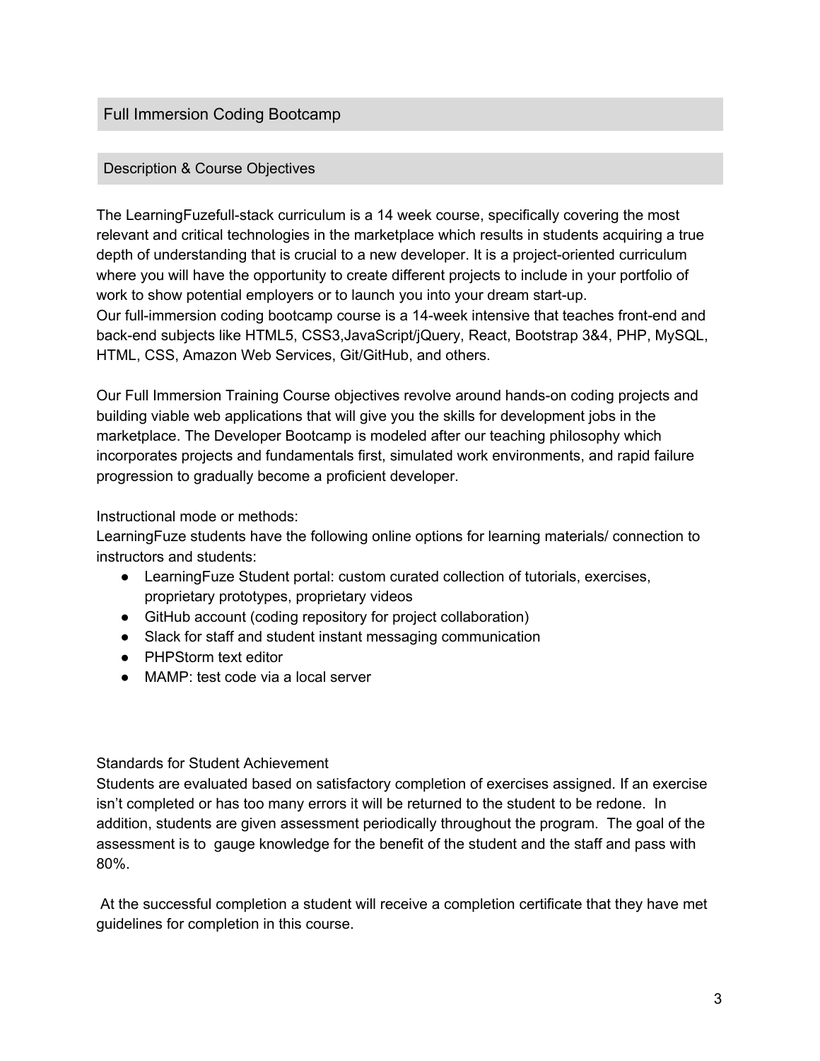## Full Immersion Coding Bootcamp

### Description & Course Objectives

The LearningFuzefull-stack curriculum is a 14 week course, specifically covering the most relevant and critical technologies in the marketplace which results in students acquiring a true depth of understanding that is crucial to a new developer. It is a project-oriented curriculum where you will have the opportunity to create different projects to include in your portfolio of work to show potential employers or to launch you into your dream start-up.
Our full-immersion coding bootcamp course is a 14-week intensive that teaches front-end and back-end subjects like HTML5, CSS3,JavaScript/jQuery, React, Bootstrap 3&4, PHP, MySQL, HTML, CSS, Amazon Web Services, Git/GitHub, and others.

Our Full Immersion Training Course objectives revolve around hands-on coding projects and building viable web applications that will give you the skills for development jobs in the marketplace. The Developer Bootcamp is modeled after our teaching philosophy which incorporates projects and fundamentals first, simulated work environments, and rapid failure progression to gradually become a proficient developer.

Instructional mode or methods:
LearningFuze students have the following online options for learning materials/ connection to instructors and students:

- LearningFuze Student portal: custom curated collection of tutorials, exercises, proprietary prototypes, proprietary videos
- GitHub account (coding repository for project collaboration)
- Slack for staff and student instant messaging communication
- PHPStorm text editor
- MAMP: test code via a local server

Standards for Student Achievement
Students are evaluated based on satisfactory completion of exercises assigned. If an exercise isn't completed or has too many errors it will be returned to the student to be redone. In addition, students are given assessment periodically throughout the program. The goal of the assessment is to gauge knowledge for the benefit of the student and the staff and pass with 80%.

At the successful completion a student will receive a completion certificate that they have met guidelines for completion in this course.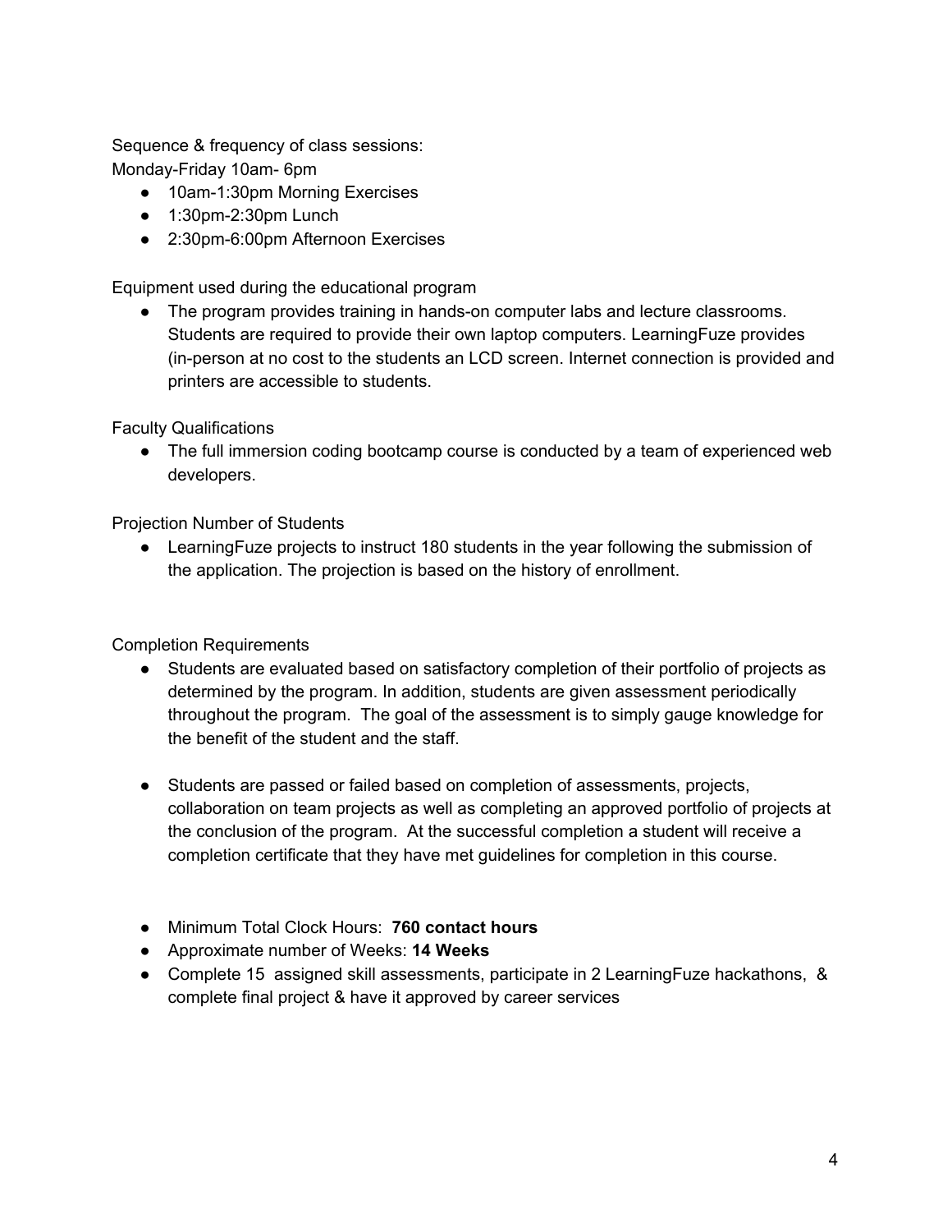Sequence & frequency of class sessions:
Monday-Friday 10am- 6pm

- 10am-1:30pm Morning Exercises
- 1:30pm-2:30pm Lunch
- 2:30pm-6:00pm Afternoon Exercises

Equipment used during the educational program

- The program provides training in hands-on computer labs and lecture classrooms. Students are required to provide their own laptop computers. LearningFuze provides (in-person at no cost to the students an LCD screen. Internet connection is provided and printers are accessible to students.

Faculty Qualifications

- The full immersion coding bootcamp course is conducted by a team of experienced web developers.

Projection Number of Students

- LearningFuze projects to instruct 180 students in the year following the submission of the application. The projection is based on the history of enrollment.

Completion Requirements

- Students are evaluated based on satisfactory completion of their portfolio of projects as determined by the program. In addition, students are given assessment periodically throughout the program. The goal of the assessment is to simply gauge knowledge for the benefit of the student and the staff.

- Students are passed or failed based on completion of assessments, projects, collaboration on team projects as well as completing an approved portfolio of projects at the conclusion of the program. At the successful completion a student will receive a completion certificate that they have met guidelines for completion in this course.

- Minimum Total Clock Hours: **760 contact hours**
- Approximate number of Weeks: **14 Weeks**
- Complete 15 assigned skill assessments, participate in 2 LearningFuze hackathons, & complete final project & have it approved by career services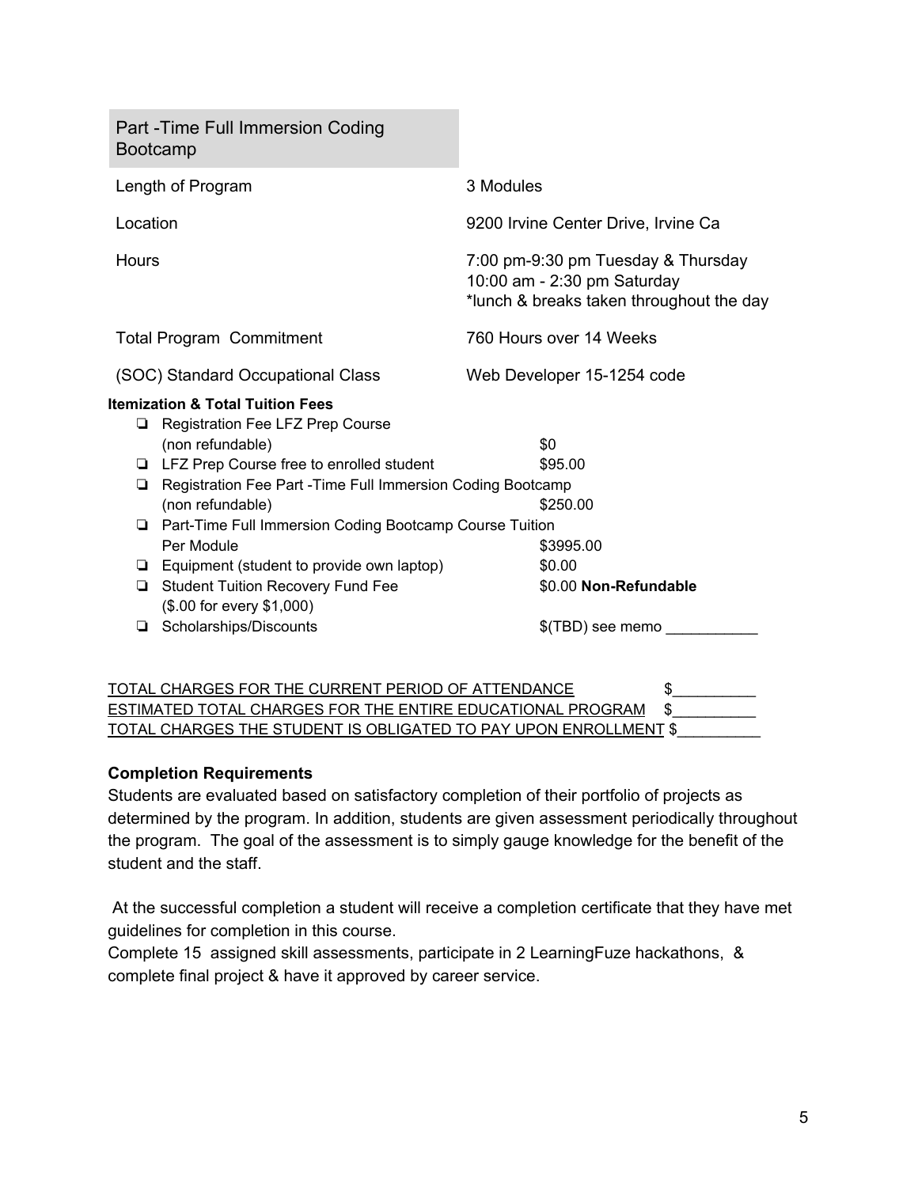| Part -Time Full Immersion Coding Bootcamp | |
|---|---|
| Length of Program | 3 Modules |
| Location | 9200 Irvine Center Drive, Irvine Ca |
| Hours | 7:00 pm-9:30 pm Tuesday & Thursday<br>10:00 am - 2:30 pm Saturday<br>*lunch & breaks taken throughout the day |
| Total Program Commitment | 760 Hours over 14 Weeks |
| (SOC) Standard Occupational Class | Web Developer 15-1254 code |

**Itemization & Total Tuition Fees**

- Registration Fee LFZ Prep Course (non refundable) — $0
- LFZ Prep Course free to enrolled student — $95.00
- Registration Fee Part -Time Full Immersion Coding Bootcamp (non refundable) — $250.00
- Part-Time Full Immersion Coding Bootcamp Course Tuition Per Module — $3995.00
- Equipment (student to provide own laptop) — $0.00
- Student Tuition Recovery Fund Fee ($.00 for every $1,000) — $0.00 **Non-Refundable**
- Scholarships/Discounts — $(TBD) see memo ___________

TOTAL CHARGES FOR THE CURRENT PERIOD OF ATTENDANCE $__________
ESTIMATED TOTAL CHARGES FOR THE ENTIRE EDUCATIONAL PROGRAM $__________
TOTAL CHARGES THE STUDENT IS OBLIGATED TO PAY UPON ENROLLMENT $__________

**Completion Requirements**

Students are evaluated based on satisfactory completion of their portfolio of projects as determined by the program. In addition, students are given assessment periodically throughout the program. The goal of the assessment is to simply gauge knowledge for the benefit of the student and the staff.

At the successful completion a student will receive a completion certificate that they have met guidelines for completion in this course.
Complete 15 assigned skill assessments, participate in 2 LearningFuze hackathons, & complete final project & have it approved by career service.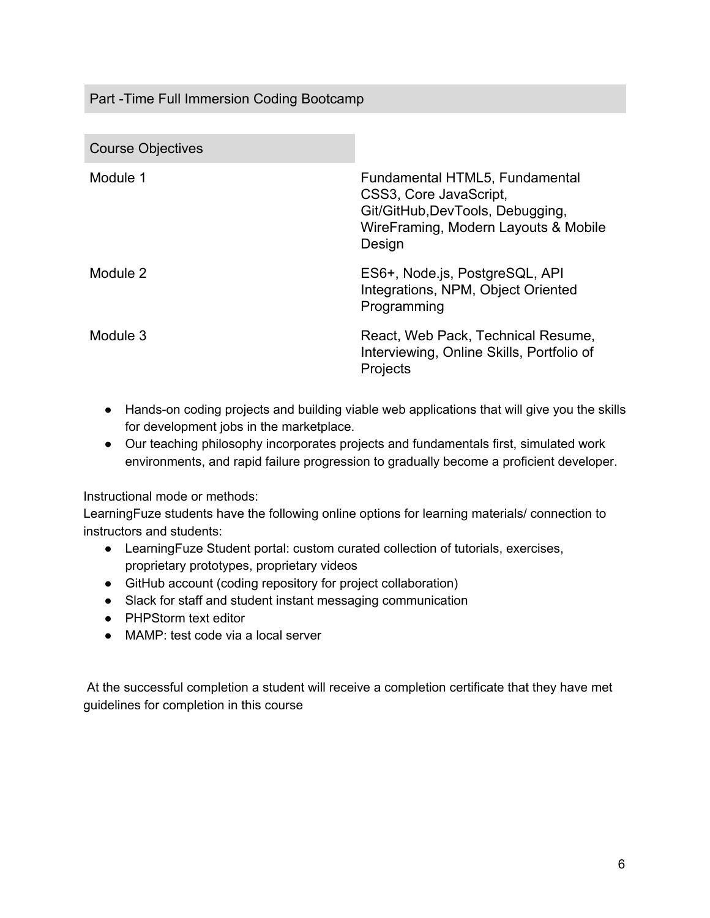## Part -Time Full Immersion Coding Bootcamp

| Course Objectives | |
| --- | --- |
| Module 1 | Fundamental HTML5, Fundamental CSS3, Core JavaScript, Git/GitHub,DevTools, Debugging, WireFraming, Modern Layouts & Mobile Design |
| Module 2 | ES6+, Node.js, PostgreSQL, API Integrations, NPM, Object Oriented Programming |
| Module 3 | React, Web Pack, Technical Resume, Interviewing, Online Skills, Portfolio of Projects |

- Hands-on coding projects and building viable web applications that will give you the skills for development jobs in the marketplace.
- Our teaching philosophy incorporates projects and fundamentals first, simulated work environments, and rapid failure progression to gradually become a proficient developer.

Instructional mode or methods:
LearningFuze students have the following online options for learning materials/ connection to instructors and students:

- LearningFuze Student portal: custom curated collection of tutorials, exercises, proprietary prototypes, proprietary videos
- GitHub account (coding repository for project collaboration)
- Slack for staff and student instant messaging communication
- PHPStorm text editor
- MAMP: test code via a local server

At the successful completion a student will receive a completion certificate that they have met guidelines for completion in this course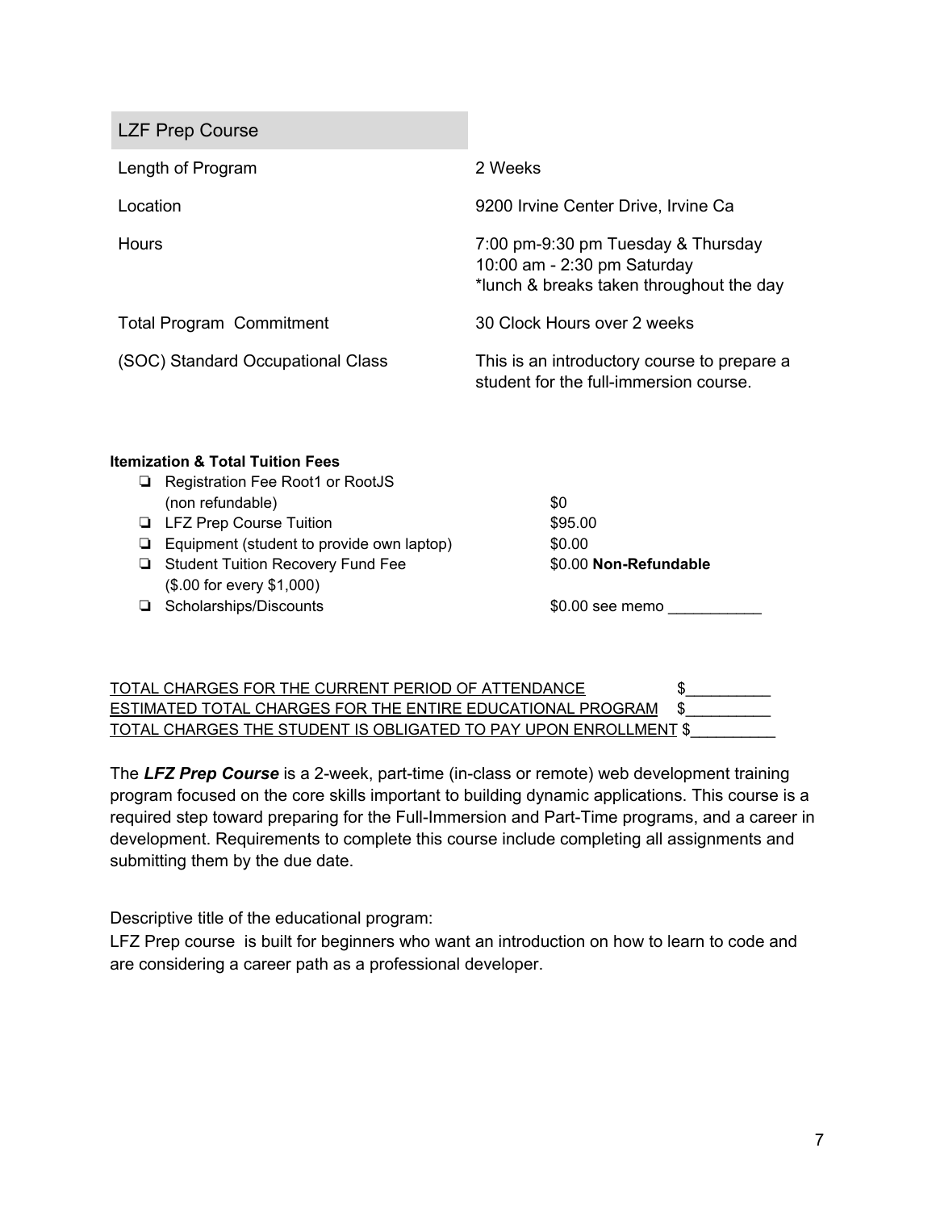| LZF Prep Course | |
|---|---|
| Length of Program | 2 Weeks |
| Location | 9200 Irvine Center Drive, Irvine Ca |
| Hours | 7:00 pm-9:30 pm Tuesday & Thursday<br>10:00 am - 2:30 pm Saturday<br>*lunch & breaks taken throughout the day |
| Total Program Commitment | 30 Clock Hours over 2 weeks |
| (SOC) Standard Occupational Class | This is an introductory course to prepare a student for the full-immersion course. |

**Itemization & Total Tuition Fees**

- ❏ Registration Fee Root1 or RootJS (non refundable) — $0
- ❏ LFZ Prep Course Tuition — $95.00
- ❏ Equipment (student to provide own laptop) — $0.00
- ❏ Student Tuition Recovery Fund Fee ($.00 for every $1,000) — $0.00 **Non-Refundable**
- ❏ Scholarships/Discounts — $0.00 see memo ___________

TOTAL CHARGES FOR THE CURRENT PERIOD OF ATTENDANCE $__________
ESTIMATED TOTAL CHARGES FOR THE ENTIRE EDUCATIONAL PROGRAM $__________
TOTAL CHARGES THE STUDENT IS OBLIGATED TO PAY UPON ENROLLMENT $__________

The ***LFZ Prep Course*** is a 2-week, part-time (in-class or remote) web development training program focused on the core skills important to building dynamic applications. This course is a required step toward preparing for the Full-Immersion and Part-Time programs, and a career in development. Requirements to complete this course include completing all assignments and submitting them by the due date.

Descriptive title of the educational program:
LFZ Prep course is built for beginners who want an introduction on how to learn to code and are considering a career path as a professional developer.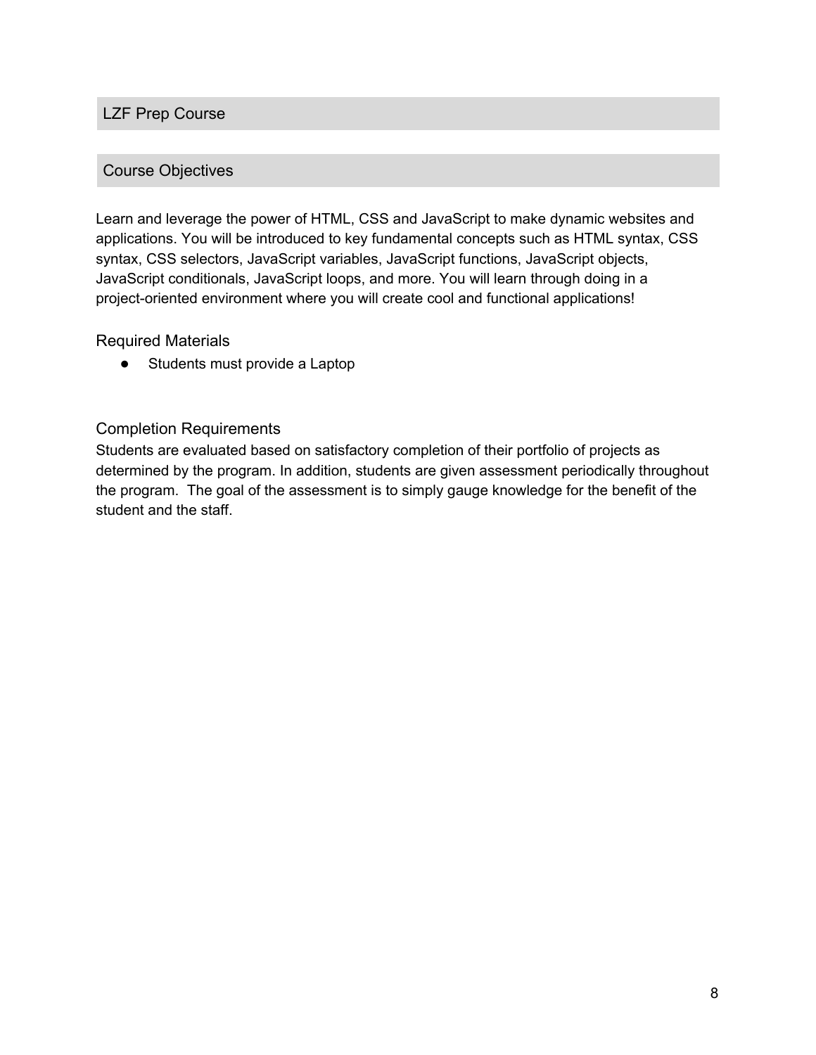## LZF Prep Course

### Course Objectives

Learn and leverage the power of HTML, CSS and JavaScript to make dynamic websites and applications. You will be introduced to key fundamental concepts such as HTML syntax, CSS syntax, CSS selectors, JavaScript variables, JavaScript functions, JavaScript objects, JavaScript conditionals, JavaScript loops, and more. You will learn through doing in a project-oriented environment where you will create cool and functional applications!

#### Required Materials

- Students must provide a Laptop

#### Completion Requirements

Students are evaluated based on satisfactory completion of their portfolio of projects as determined by the program. In addition, students are given assessment periodically throughout the program. The goal of the assessment is to simply gauge knowledge for the benefit of the student and the staff.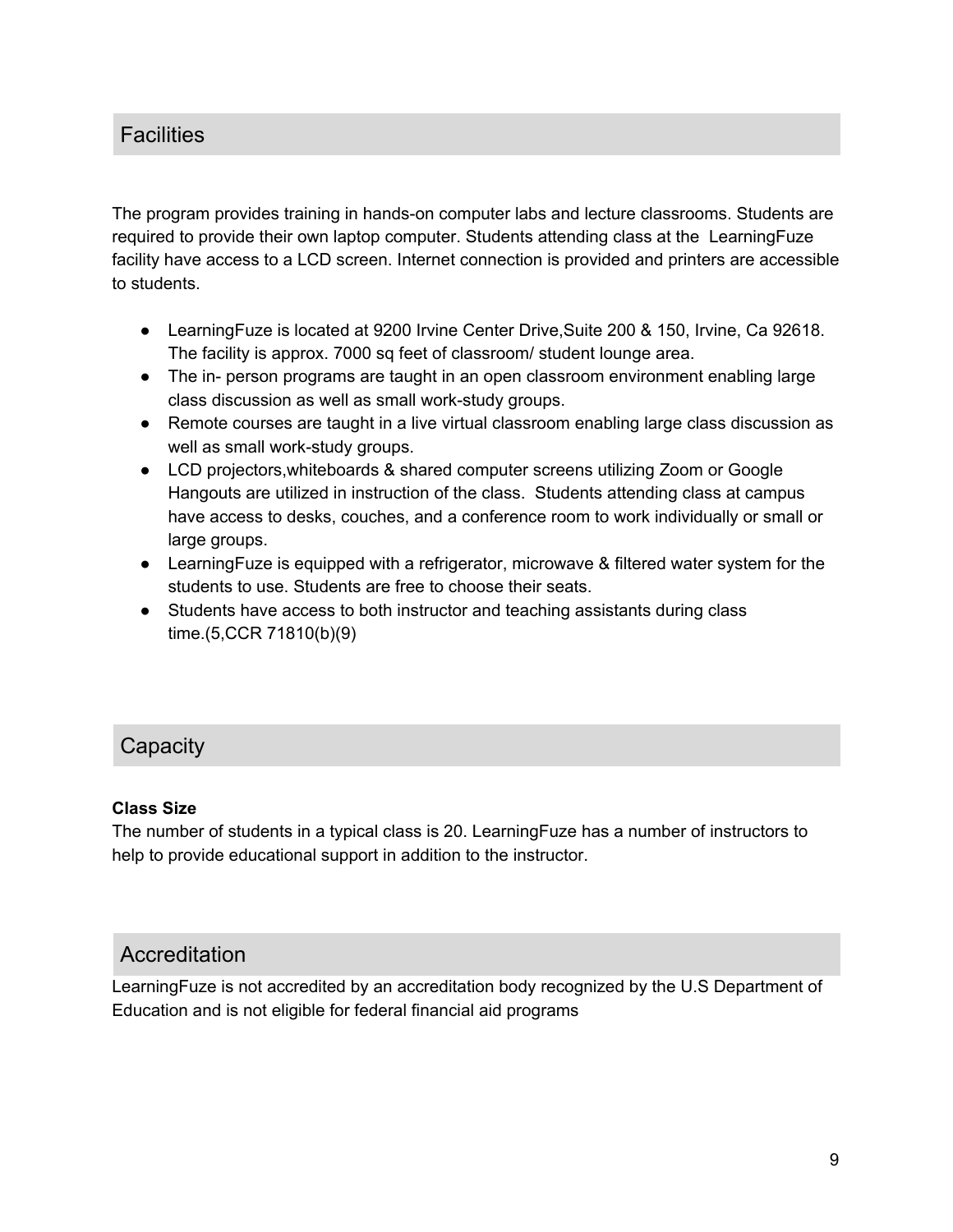## Facilities

The program provides training in hands-on computer labs and lecture classrooms. Students are required to provide their own laptop computer. Students attending class at the  LearningFuze facility have access to a LCD screen. Internet connection is provided and printers are accessible to students.

- LearningFuze is located at 9200 Irvine Center Drive,Suite 200 & 150, Irvine, Ca 92618. The facility is approx. 7000 sq feet of classroom/ student lounge area.
- The in- person programs are taught in an open classroom environment enabling large class discussion as well as small work-study groups.
- Remote courses are taught in a live virtual classroom enabling large class discussion as well as small work-study groups.
- LCD projectors,whiteboards & shared computer screens utilizing Zoom or Google Hangouts are utilized in instruction of the class.  Students attending class at campus have access to desks, couches, and a conference room to work individually or small or large groups.
- LearningFuze is equipped with a refrigerator, microwave & filtered water system for the students to use. Students are free to choose their seats.
- Students have access to both instructor and teaching assistants during class time.(5,CCR 71810(b)(9)

## Capacity

**Class Size**

The number of students in a typical class is 20. LearningFuze has a number of instructors to help to provide educational support in addition to the instructor.

## Accreditation

LearningFuze is not accredited by an accreditation body recognized by the U.S Department of Education and is not eligible for federal financial aid programs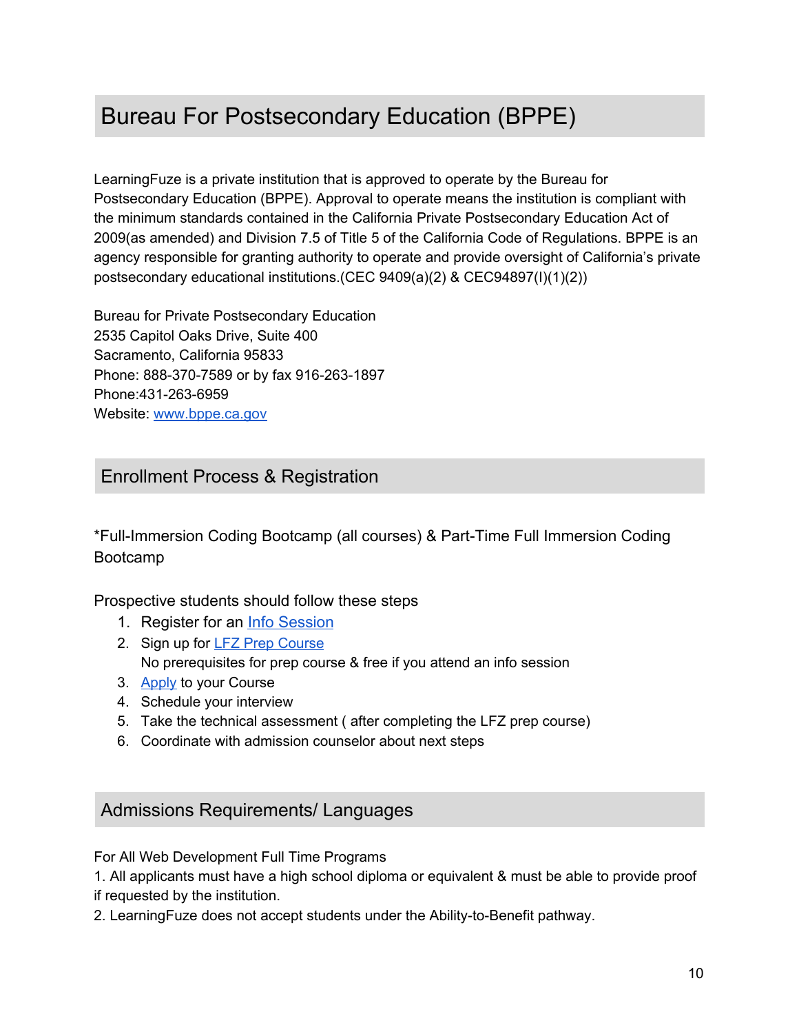## Bureau For Postsecondary Education (BPPE)

LearningFuze is a private institution that is approved to operate by the Bureau for Postsecondary Education (BPPE). Approval to operate means the institution is compliant with the minimum standards contained in the California Private Postsecondary Education Act of 2009(as amended) and Division 7.5 of Title 5 of the California Code of Regulations. BPPE is an agency responsible for granting authority to operate and provide oversight of California's private postsecondary educational institutions.(CEC 9409(a)(2) & CEC94897(I)(1)(2))

Bureau for Private Postsecondary Education
2535 Capitol Oaks Drive, Suite 400
Sacramento, California 95833
Phone: 888-370-7589 or by fax 916-263-1897
Phone:431-263-6959
Website: [www.bppe.ca.gov](www.bppe.ca.gov)

## Enrollment Process & Registration

*Full-Immersion Coding Bootcamp (all courses) & Part-Time Full Immersion Coding Bootcamp

Prospective students should follow these steps

1. Register for an Info Session
2. Sign up for LFZ Prep Course
   No prerequisites for prep course & free if you attend an info session
3. Apply to your Course
4. Schedule your interview
5. Take the technical assessment ( after completing the LFZ prep course)
6. Coordinate with admission counselor about next steps

## Admissions Requirements/ Languages

For All Web Development Full Time Programs

1. All applicants must have a high school diploma or equivalent & must be able to provide proof if requested by the institution.
2. LearningFuze does not accept students under the Ability-to-Benefit pathway.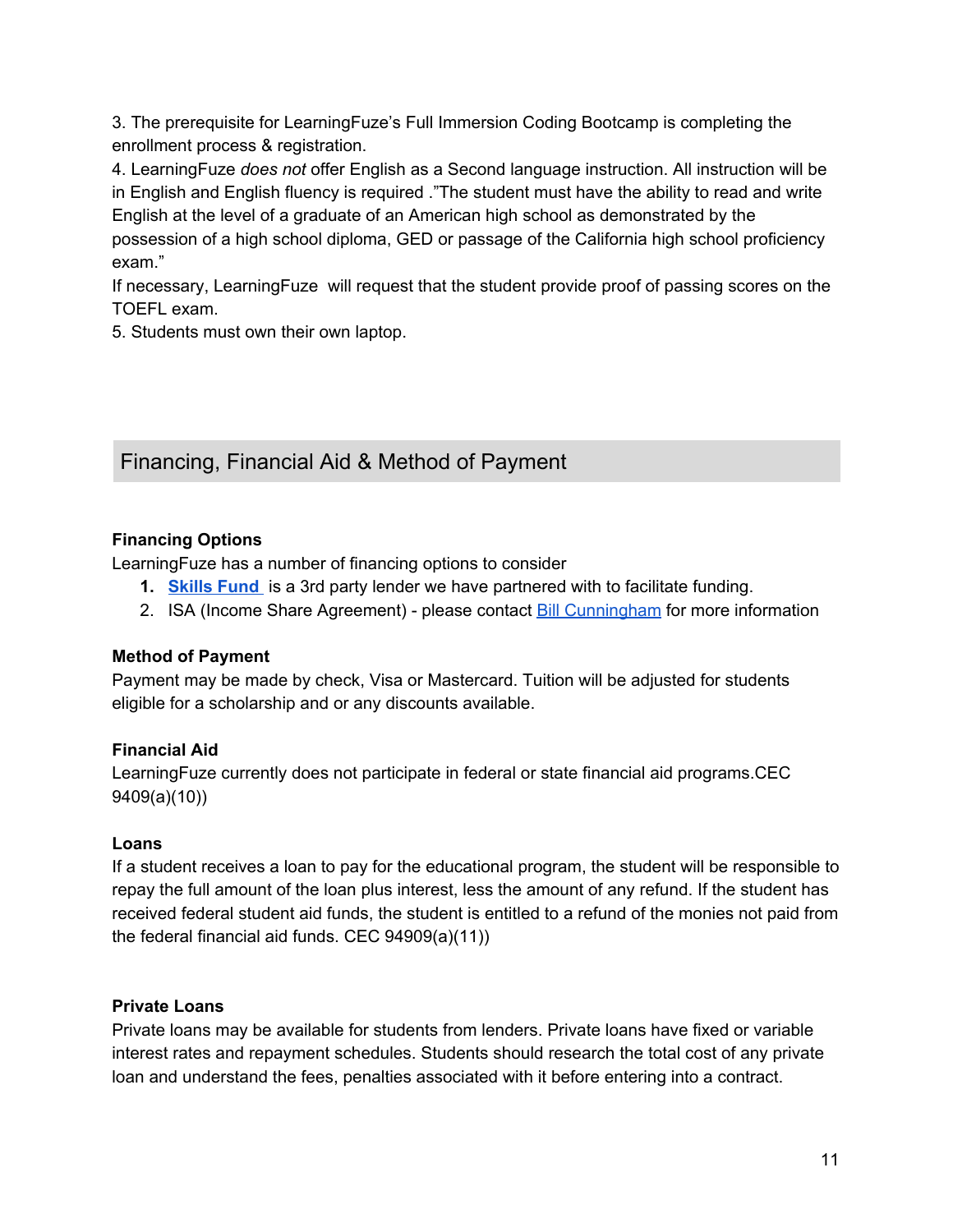3. The prerequisite for LearningFuze's Full Immersion Coding Bootcamp is completing the enrollment process & registration.

4. LearningFuze *does not* offer English as a Second language instruction. All instruction will be in English and English fluency is required ."The student must have the ability to read and write English at the level of a graduate of an American high school as demonstrated by the possession of a high school diploma, GED or passage of the California high school proficiency exam."

If necessary, LearningFuze will request that the student provide proof of passing scores on the TOEFL exam.

5. Students must own their own laptop.

## Financing, Financial Aid & Method of Payment

### Financing Options

LearningFuze has a number of financing options to consider

1. **Skills Fund** is a 3rd party lender we have partnered with to facilitate funding.
2. ISA (Income Share Agreement) - please contact Bill Cunningham for more information

### Method of Payment

Payment may be made by check, Visa or Mastercard. Tuition will be adjusted for students eligible for a scholarship and or any discounts available.

### Financial Aid

LearningFuze currently does not participate in federal or state financial aid programs.CEC 9409(a)(10))

### Loans

If a student receives a loan to pay for the educational program, the student will be responsible to repay the full amount of the loan plus interest, less the amount of any refund. If the student has received federal student aid funds, the student is entitled to a refund of the monies not paid from the federal financial aid funds. CEC 94909(a)(11))

### Private Loans

Private loans may be available for students from lenders. Private loans have fixed or variable interest rates and repayment schedules. Students should research the total cost of any private loan and understand the fees, penalties associated with it before entering into a contract.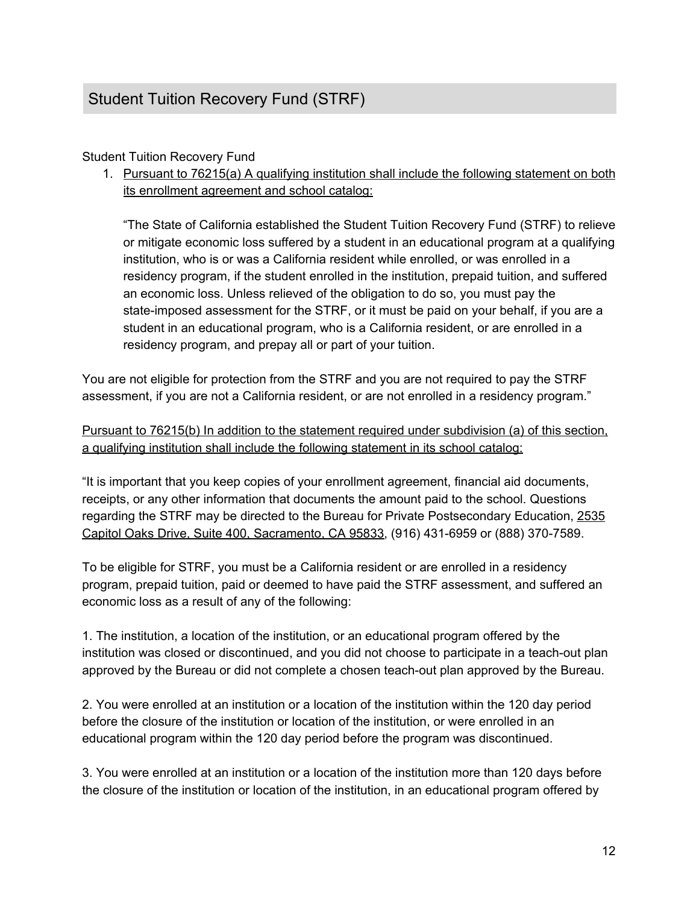## Student Tuition Recovery Fund (STRF)

Student Tuition Recovery Fund

1. <u>Pursuant to 76215(a) A qualifying institution shall include the following statement on both its enrollment agreement and school catalog:</u>

   "The State of California established the Student Tuition Recovery Fund (STRF) to relieve or mitigate economic loss suffered by a student in an educational program at a qualifying institution, who is or was a California resident while enrolled, or was enrolled in a residency program, if the student enrolled in the institution, prepaid tuition, and suffered an economic loss. Unless relieved of the obligation to do so, you must pay the state-imposed assessment for the STRF, or it must be paid on your behalf, if you are a student in an educational program, who is a California resident, or are enrolled in a residency program, and prepay all or part of your tuition.

You are not eligible for protection from the STRF and you are not required to pay the STRF assessment, if you are not a California resident, or are not enrolled in a residency program."

<u>Pursuant to 76215(b) In addition to the statement required under subdivision (a) of this section, a qualifying institution shall include the following statement in its school catalog:</u>

"It is important that you keep copies of your enrollment agreement, financial aid documents, receipts, or any other information that documents the amount paid to the school. Questions regarding the STRF may be directed to the Bureau for Private Postsecondary Education, <u>2535 Capitol Oaks Drive, Suite 400, Sacramento, CA 95833</u>, (916) 431-6959 or (888) 370-7589.

To be eligible for STRF, you must be a California resident or are enrolled in a residency program, prepaid tuition, paid or deemed to have paid the STRF assessment, and suffered an economic loss as a result of any of the following:

1. The institution, a location of the institution, or an educational program offered by the institution was closed or discontinued, and you did not choose to participate in a teach-out plan approved by the Bureau or did not complete a chosen teach-out plan approved by the Bureau.

2. You were enrolled at an institution or a location of the institution within the 120 day period before the closure of the institution or location of the institution, or were enrolled in an educational program within the 120 day period before the program was discontinued.

3. You were enrolled at an institution or a location of the institution more than 120 days before the closure of the institution or location of the institution, in an educational program offered by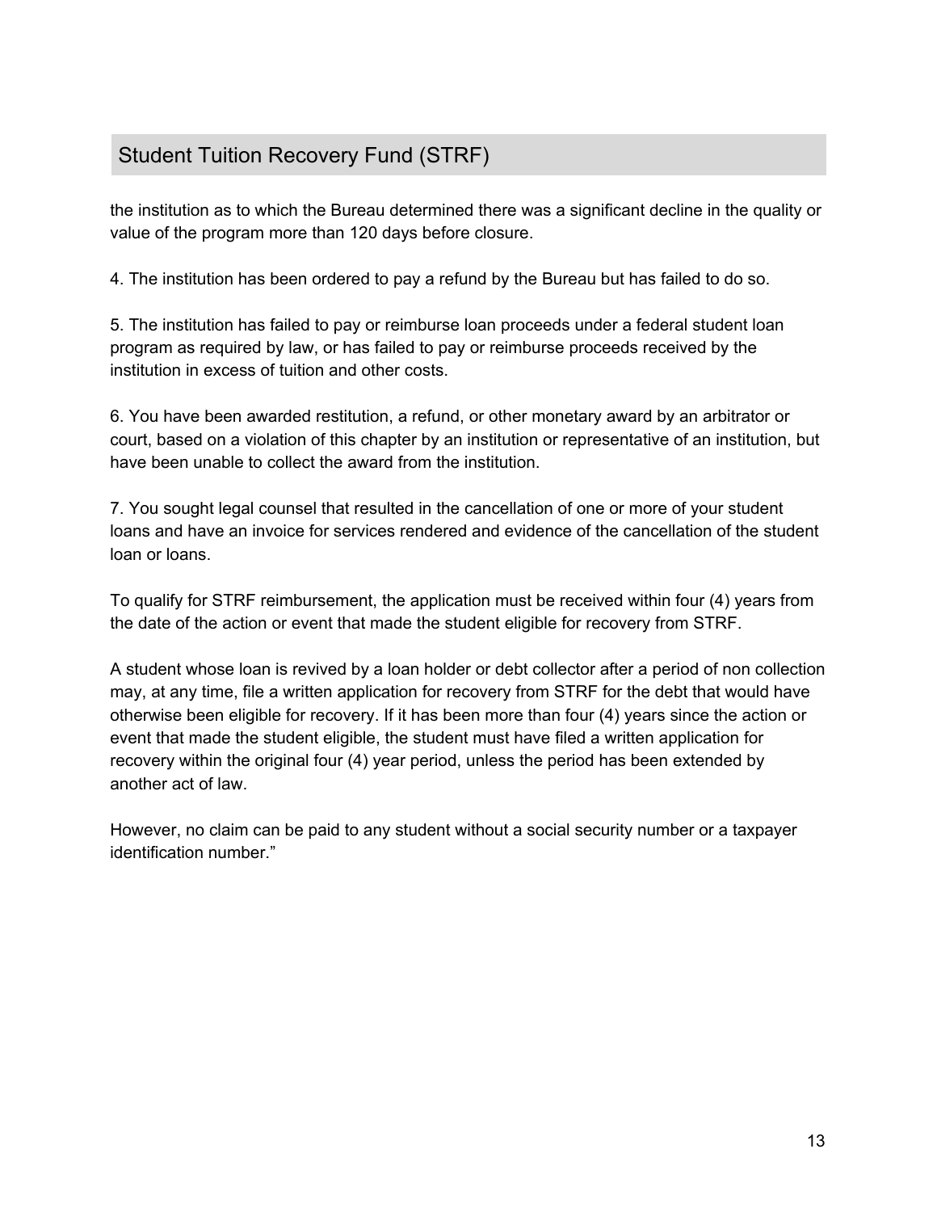## Student Tuition Recovery Fund (STRF)

the institution as to which the Bureau determined there was a significant decline in the quality or value of the program more than 120 days before closure.

4. The institution has been ordered to pay a refund by the Bureau but has failed to do so.

5. The institution has failed to pay or reimburse loan proceeds under a federal student loan program as required by law, or has failed to pay or reimburse proceeds received by the institution in excess of tuition and other costs.

6. You have been awarded restitution, a refund, or other monetary award by an arbitrator or court, based on a violation of this chapter by an institution or representative of an institution, but have been unable to collect the award from the institution.

7. You sought legal counsel that resulted in the cancellation of one or more of your student loans and have an invoice for services rendered and evidence of the cancellation of the student loan or loans.

To qualify for STRF reimbursement, the application must be received within four (4) years from the date of the action or event that made the student eligible for recovery from STRF.

A student whose loan is revived by a loan holder or debt collector after a period of non collection may, at any time, file a written application for recovery from STRF for the debt that would have otherwise been eligible for recovery. If it has been more than four (4) years since the action or event that made the student eligible, the student must have filed a written application for recovery within the original four (4) year period, unless the period has been extended by another act of law.

However, no claim can be paid to any student without a social security number or a taxpayer identification number."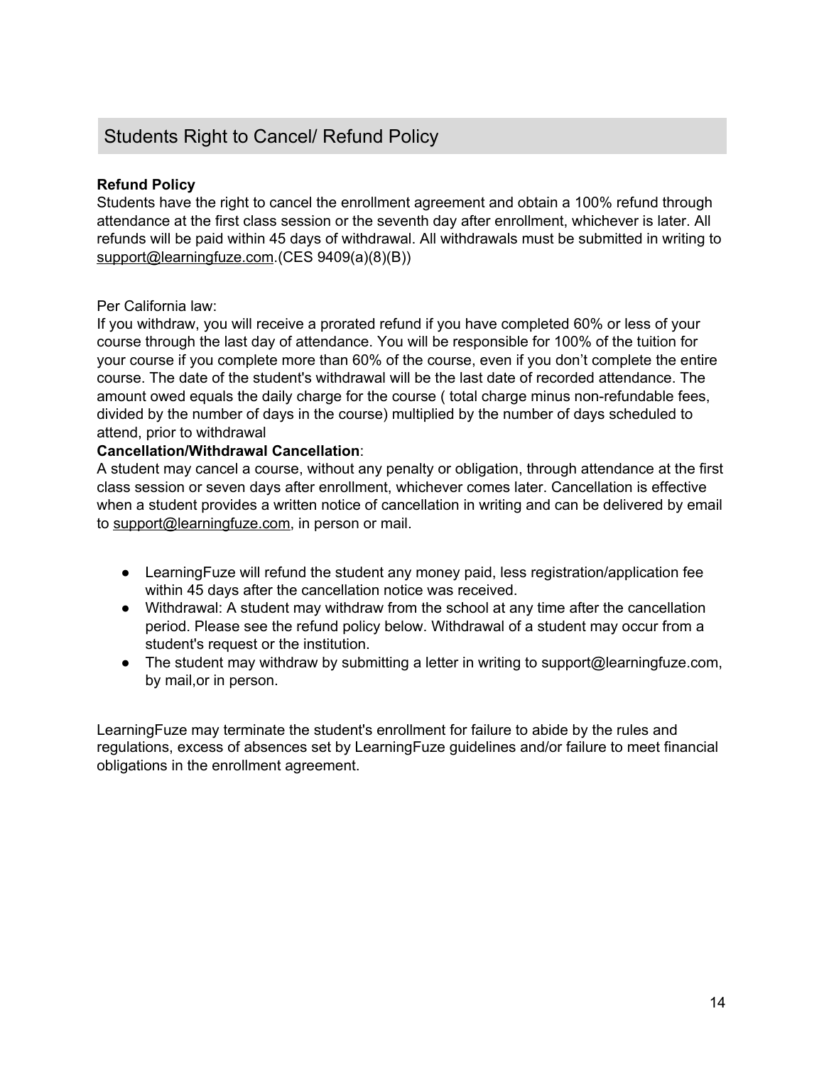## Students Right to Cancel/ Refund Policy

**Refund Policy**
Students have the right to cancel the enrollment agreement and obtain a 100% refund through attendance at the first class session or the seventh day after enrollment, whichever is later. All refunds will be paid within 45 days of withdrawal. All withdrawals must be submitted in writing to support@learningfuze.com.(CES 9409(a)(8)(B))

Per California law:
If you withdraw, you will receive a prorated refund if you have completed 60% or less of your course through the last day of attendance. You will be responsible for 100% of the tuition for your course if you complete more than 60% of the course, even if you don't complete the entire course. The date of the student's withdrawal will be the last date of recorded attendance. The amount owed equals the daily charge for the course ( total charge minus non-refundable fees, divided by the number of days in the course) multiplied by the number of days scheduled to attend, prior to withdrawal

**Cancellation/Withdrawal Cancellation**:
A student may cancel a course, without any penalty or obligation, through attendance at the first class session or seven days after enrollment, whichever comes later. Cancellation is effective when a student provides a written notice of cancellation in writing and can be delivered by email to support@learningfuze.com, in person or mail.

- LearningFuze will refund the student any money paid, less registration/application fee within 45 days after the cancellation notice was received.
- Withdrawal: A student may withdraw from the school at any time after the cancellation period. Please see the refund policy below. Withdrawal of a student may occur from a student's request or the institution.
- The student may withdraw by submitting a letter in writing to support@learningfuze.com, by mail,or in person.

LearningFuze may terminate the student's enrollment for failure to abide by the rules and regulations, excess of absences set by LearningFuze guidelines and/or failure to meet financial obligations in the enrollment agreement.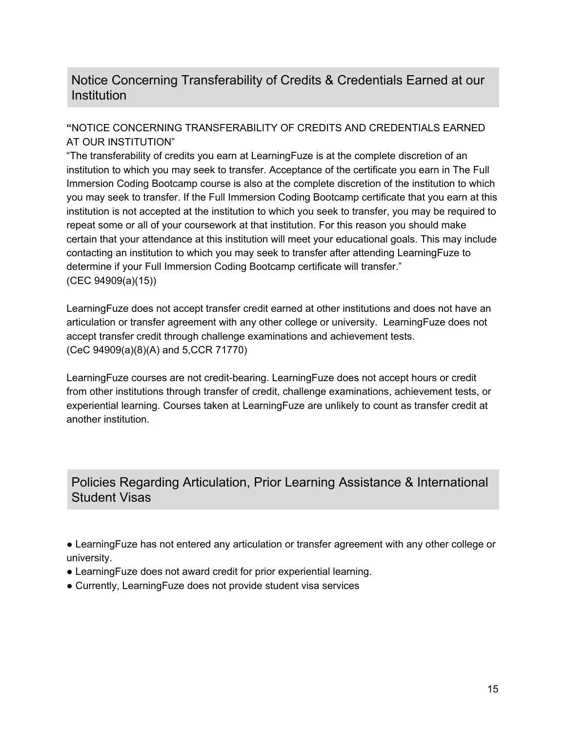## Notice Concerning Transferability of Credits & Credentials Earned at our Institution

**"**NOTICE CONCERNING TRANSFERABILITY OF CREDITS AND CREDENTIALS EARNED AT OUR INSTITUTION"

"The transferability of credits you earn at LearningFuze is at the complete discretion of an institution to which you may seek to transfer. Acceptance of the certificate you earn in The Full Immersion Coding Bootcamp course is also at the complete discretion of the institution to which you may seek to transfer. If the Full Immersion Coding Bootcamp certificate that you earn at this institution is not accepted at the institution to which you seek to transfer, you may be required to repeat some or all of your coursework at that institution. For this reason you should make certain that your attendance at this institution will meet your educational goals. This may include contacting an institution to which you may seek to transfer after attending LearningFuze to determine if your Full Immersion Coding Bootcamp certificate will transfer."
(CEC 94909(a)(15))

LearningFuze does not accept transfer credit earned at other institutions and does not have an articulation or transfer agreement with any other college or university. LearningFuze does not accept transfer credit through challenge examinations and achievement tests.
(CeC 94909(a)(8)(A) and 5,CCR 71770)

LearningFuze courses are not credit-bearing. LearningFuze does not accept hours or credit from other institutions through transfer of credit, challenge examinations, achievement tests, or experiential learning. Courses taken at LearningFuze are unlikely to count as transfer credit at another institution.

## Policies Regarding Articulation, Prior Learning Assistance & International Student Visas

- LearningFuze has not entered any articulation or transfer agreement with any other college or university.
- LearningFuze does not award credit for prior experiential learning.
- Currently, LearningFuze does not provide student visa services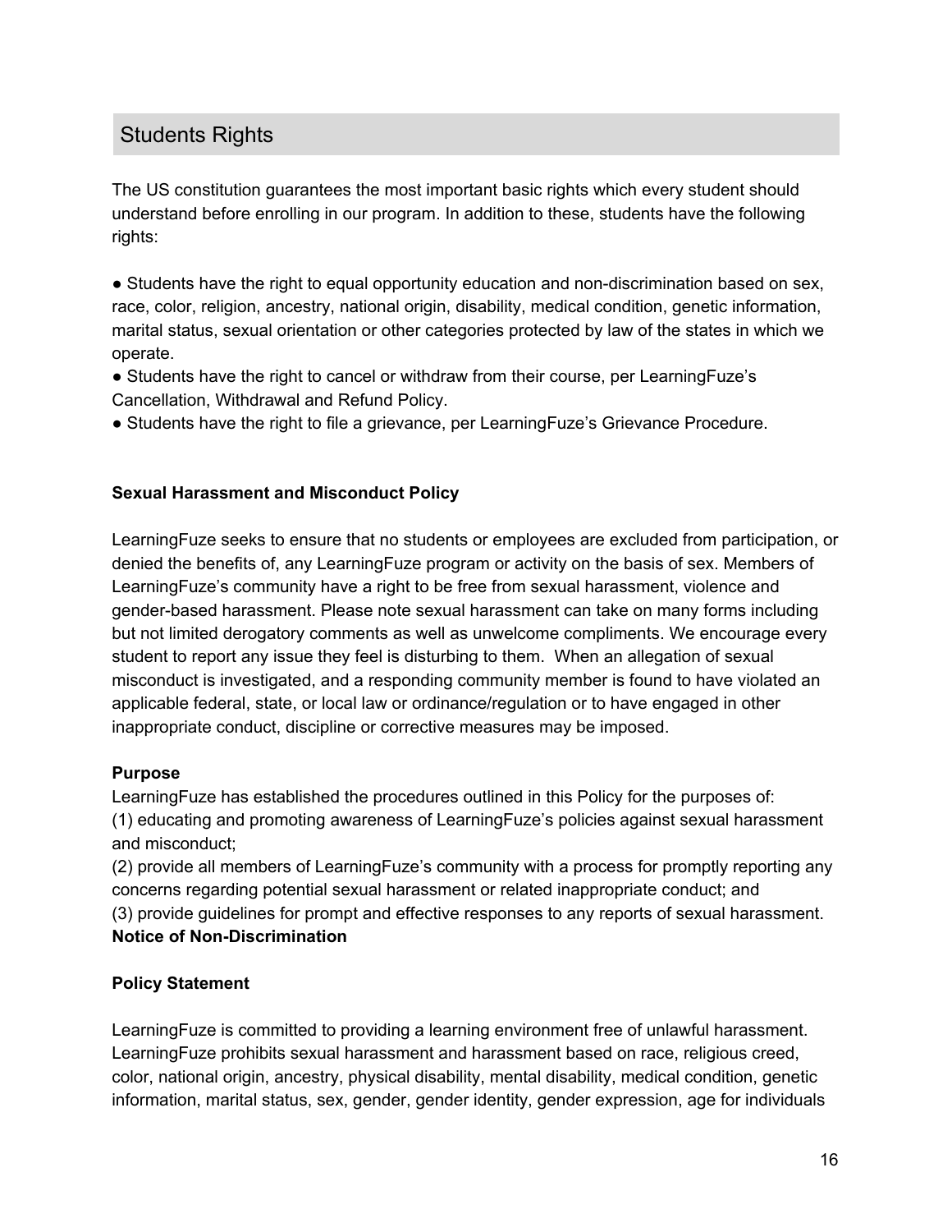## Students Rights

The US constitution guarantees the most important basic rights which every student should understand before enrolling in our program. In addition to these, students have the following rights:

- Students have the right to equal opportunity education and non-discrimination based on sex, race, color, religion, ancestry, national origin, disability, medical condition, genetic information, marital status, sexual orientation or other categories protected by law of the states in which we operate.
- Students have the right to cancel or withdraw from their course, per LearningFuze's Cancellation, Withdrawal and Refund Policy.
- Students have the right to file a grievance, per LearningFuze's Grievance Procedure.

**Sexual Harassment and Misconduct Policy**

LearningFuze seeks to ensure that no students or employees are excluded from participation, or denied the benefits of, any LearningFuze program or activity on the basis of sex. Members of LearningFuze's community have a right to be free from sexual harassment, violence and gender-based harassment. Please note sexual harassment can take on many forms including but not limited derogatory comments as well as unwelcome compliments. We encourage every student to report any issue they feel is disturbing to them. When an allegation of sexual misconduct is investigated, and a responding community member is found to have violated an applicable federal, state, or local law or ordinance/regulation or to have engaged in other inappropriate conduct, discipline or corrective measures may be imposed.

**Purpose**

LearningFuze has established the procedures outlined in this Policy for the purposes of:
(1) educating and promoting awareness of LearningFuze's policies against sexual harassment and misconduct;
(2) provide all members of LearningFuze's community with a process for promptly reporting any concerns regarding potential sexual harassment or related inappropriate conduct; and
(3) provide guidelines for prompt and effective responses to any reports of sexual harassment.

**Notice of Non-Discrimination**

**Policy Statement**

LearningFuze is committed to providing a learning environment free of unlawful harassment. LearningFuze prohibits sexual harassment and harassment based on race, religious creed, color, national origin, ancestry, physical disability, mental disability, medical condition, genetic information, marital status, sex, gender, gender identity, gender expression, age for individuals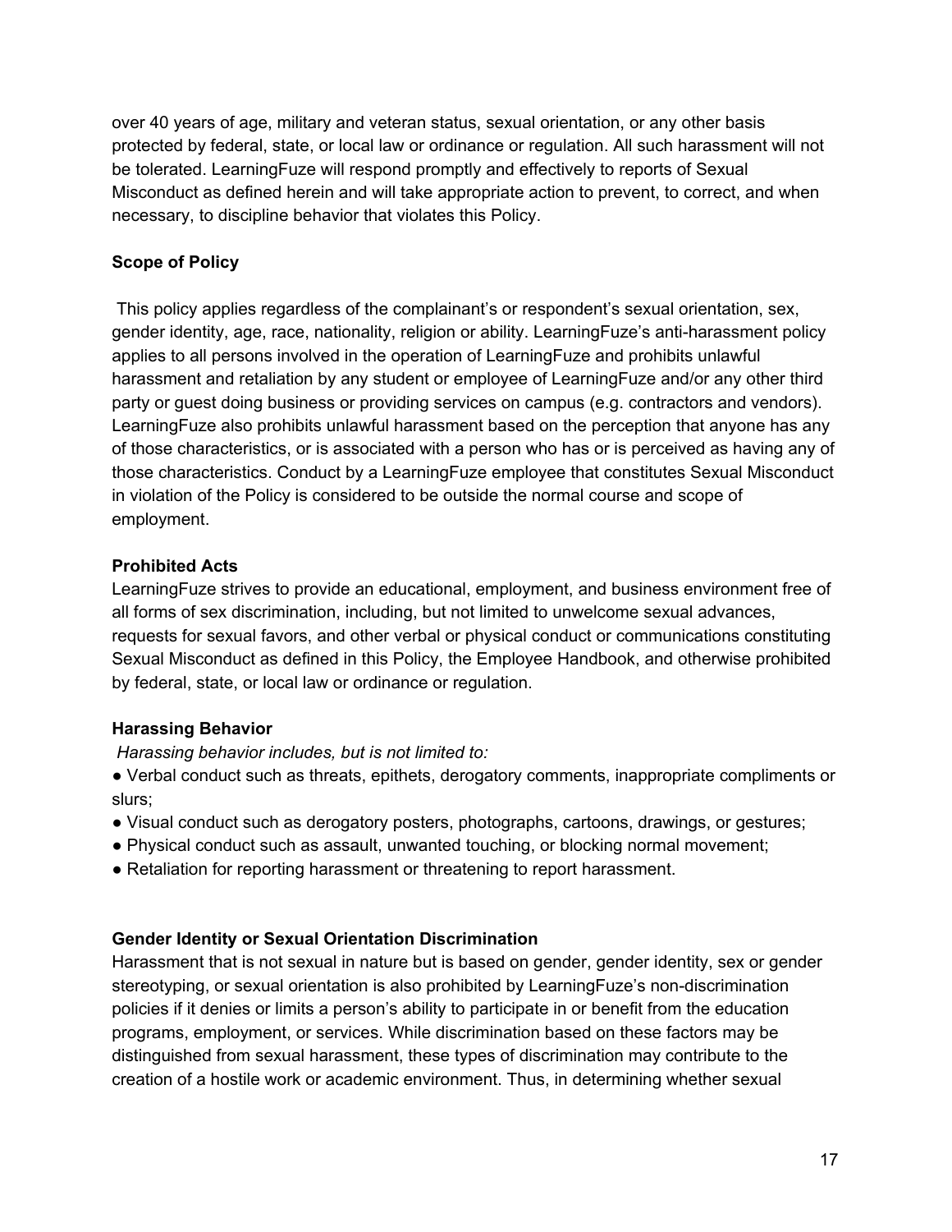over 40 years of age, military and veteran status, sexual orientation, or any other basis protected by federal, state, or local law or ordinance or regulation. All such harassment will not be tolerated. LearningFuze will respond promptly and effectively to reports of Sexual Misconduct as defined herein and will take appropriate action to prevent, to correct, and when necessary, to discipline behavior that violates this Policy.

**Scope of Policy**

This policy applies regardless of the complainant's or respondent's sexual orientation, sex, gender identity, age, race, nationality, religion or ability. LearningFuze's anti-harassment policy applies to all persons involved in the operation of LearningFuze and prohibits unlawful harassment and retaliation by any student or employee of LearningFuze and/or any other third party or guest doing business or providing services on campus (e.g. contractors and vendors). LearningFuze also prohibits unlawful harassment based on the perception that anyone has any of those characteristics, or is associated with a person who has or is perceived as having any of those characteristics. Conduct by a LearningFuze employee that constitutes Sexual Misconduct in violation of the Policy is considered to be outside the normal course and scope of employment.

**Prohibited Acts**

LearningFuze strives to provide an educational, employment, and business environment free of all forms of sex discrimination, including, but not limited to unwelcome sexual advances, requests for sexual favors, and other verbal or physical conduct or communications constituting Sexual Misconduct as defined in this Policy, the Employee Handbook, and otherwise prohibited by federal, state, or local law or ordinance or regulation.

**Harassing Behavior**

*Harassing behavior includes, but is not limited to:*

- Verbal conduct such as threats, epithets, derogatory comments, inappropriate compliments or slurs;
- Visual conduct such as derogatory posters, photographs, cartoons, drawings, or gestures;
- Physical conduct such as assault, unwanted touching, or blocking normal movement;
- Retaliation for reporting harassment or threatening to report harassment.

**Gender Identity or Sexual Orientation Discrimination**

Harassment that is not sexual in nature but is based on gender, gender identity, sex or gender stereotyping, or sexual orientation is also prohibited by LearningFuze's non-discrimination policies if it denies or limits a person's ability to participate in or benefit from the education programs, employment, or services. While discrimination based on these factors may be distinguished from sexual harassment, these types of discrimination may contribute to the creation of a hostile work or academic environment. Thus, in determining whether sexual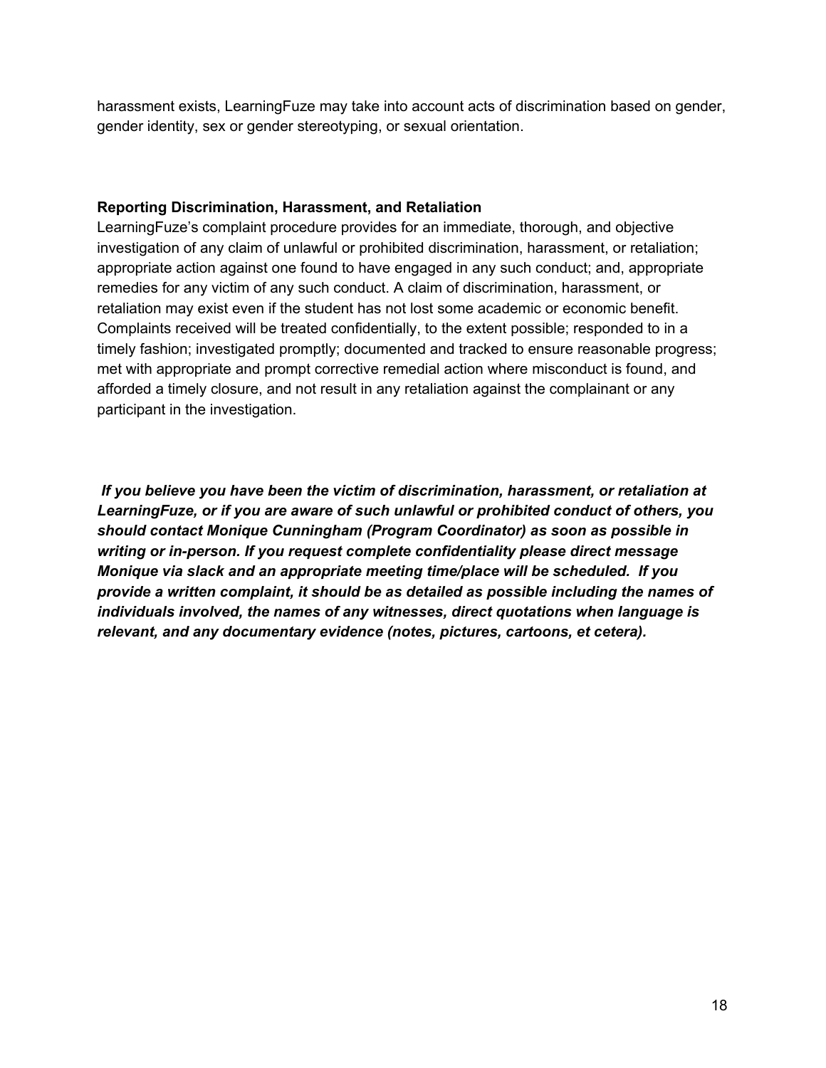harassment exists, LearningFuze may take into account acts of discrimination based on gender, gender identity, sex or gender stereotyping, or sexual orientation.

**Reporting Discrimination, Harassment, and Retaliation**

LearningFuze's complaint procedure provides for an immediate, thorough, and objective investigation of any claim of unlawful or prohibited discrimination, harassment, or retaliation; appropriate action against one found to have engaged in any such conduct; and, appropriate remedies for any victim of any such conduct. A claim of discrimination, harassment, or retaliation may exist even if the student has not lost some academic or economic benefit. Complaints received will be treated confidentially, to the extent possible; responded to in a timely fashion; investigated promptly; documented and tracked to ensure reasonable progress; met with appropriate and prompt corrective remedial action where misconduct is found, and afforded a timely closure, and not result in any retaliation against the complainant or any participant in the investigation.

***If you believe you have been the victim of discrimination, harassment, or retaliation at LearningFuze, or if you are aware of such unlawful or prohibited conduct of others, you should contact Monique Cunningham (Program Coordinator) as soon as possible in writing or in-person. If you request complete confidentiality please direct message Monique via slack and an appropriate meeting time/place will be scheduled. If you provide a written complaint, it should be as detailed as possible including the names of individuals involved, the names of any witnesses, direct quotations when language is relevant, and any documentary evidence (notes, pictures, cartoons, et cetera).***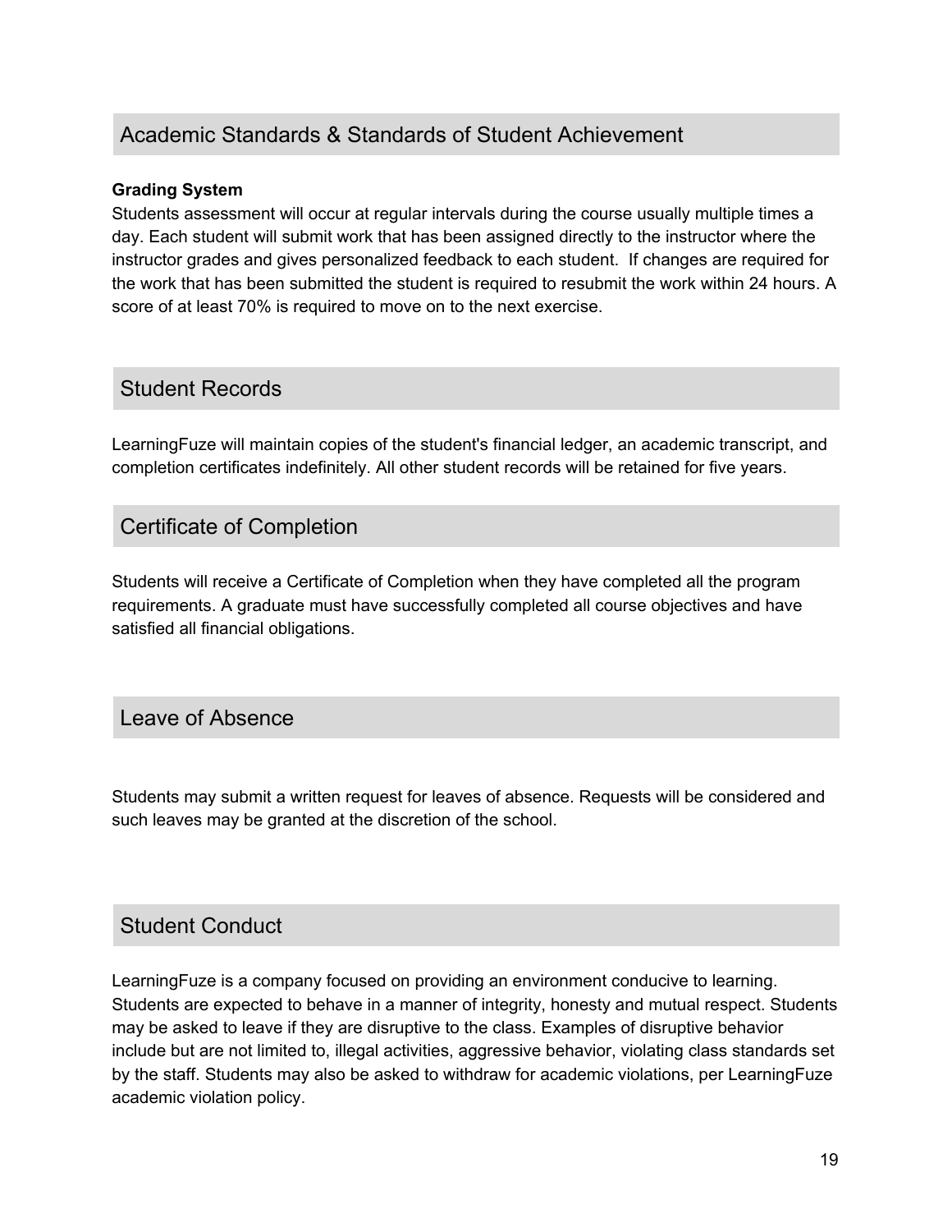## Academic Standards & Standards of Student Achievement

**Grading System**

Students assessment will occur at regular intervals during the course usually multiple times a day. Each student will submit work that has been assigned directly to the instructor where the instructor grades and gives personalized feedback to each student. If changes are required for the work that has been submitted the student is required to resubmit the work within 24 hours. A score of at least 70% is required to move on to the next exercise.

## Student Records

LearningFuze will maintain copies of the student's financial ledger, an academic transcript, and completion certificates indefinitely. All other student records will be retained for five years.

## Certificate of Completion

Students will receive a Certificate of Completion when they have completed all the program requirements. A graduate must have successfully completed all course objectives and have satisfied all financial obligations.

## Leave of Absence

Students may submit a written request for leaves of absence. Requests will be considered and such leaves may be granted at the discretion of the school.

## Student Conduct

LearningFuze is a company focused on providing an environment conducive to learning. Students are expected to behave in a manner of integrity, honesty and mutual respect. Students may be asked to leave if they are disruptive to the class. Examples of disruptive behavior include but are not limited to, illegal activities, aggressive behavior, violating class standards set by the staff. Students may also be asked to withdraw for academic violations, per LearningFuze academic violation policy.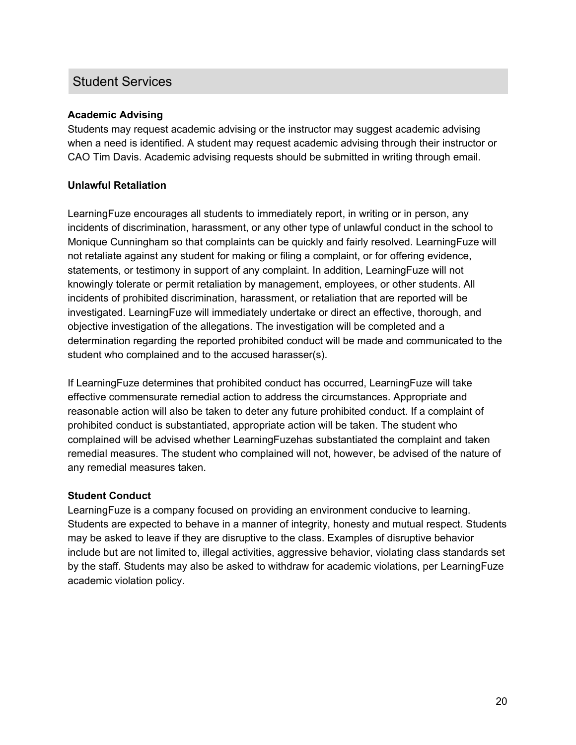## Student Services

**Academic Advising**

Students may request academic advising or the instructor may suggest academic advising when a need is identified. A student may request academic advising through their instructor or CAO Tim Davis. Academic advising requests should be submitted in writing through email.

**Unlawful Retaliation**

LearningFuze encourages all students to immediately report, in writing or in person, any incidents of discrimination, harassment, or any other type of unlawful conduct in the school to Monique Cunningham so that complaints can be quickly and fairly resolved. LearningFuze will not retaliate against any student for making or filing a complaint, or for offering evidence, statements, or testimony in support of any complaint. In addition, LearningFuze will not knowingly tolerate or permit retaliation by management, employees, or other students. All incidents of prohibited discrimination, harassment, or retaliation that are reported will be investigated. LearningFuze will immediately undertake or direct an effective, thorough, and objective investigation of the allegations. The investigation will be completed and a determination regarding the reported prohibited conduct will be made and communicated to the student who complained and to the accused harasser(s).

If LearningFuze determines that prohibited conduct has occurred, LearningFuze will take effective commensurate remedial action to address the circumstances. Appropriate and reasonable action will also be taken to deter any future prohibited conduct. If a complaint of prohibited conduct is substantiated, appropriate action will be taken. The student who complained will be advised whether LearningFuzehas substantiated the complaint and taken remedial measures. The student who complained will not, however, be advised of the nature of any remedial measures taken.

**Student Conduct**

LearningFuze is a company focused on providing an environment conducive to learning. Students are expected to behave in a manner of integrity, honesty and mutual respect. Students may be asked to leave if they are disruptive to the class. Examples of disruptive behavior include but are not limited to, illegal activities, aggressive behavior, violating class standards set by the staff. Students may also be asked to withdraw for academic violations, per LearningFuze academic violation policy.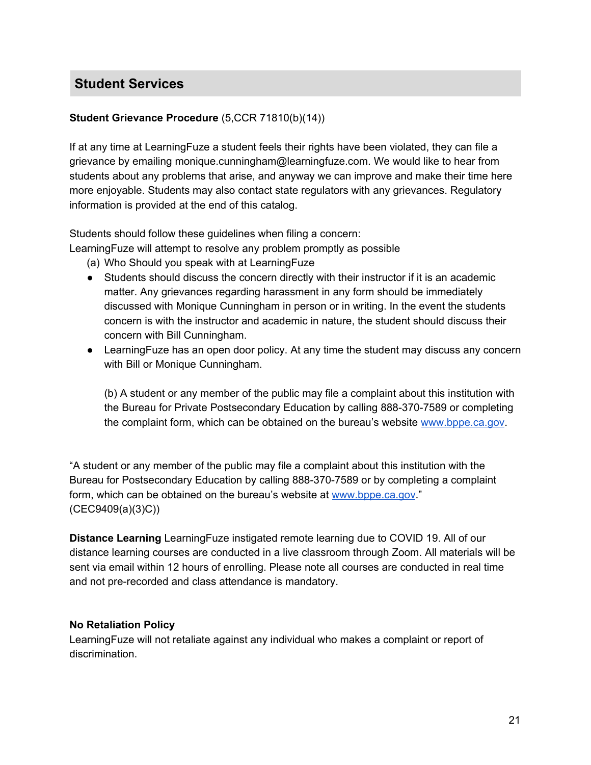## Student Services

**Student Grievance Procedure** (5,CCR 71810(b)(14))

If at any time at LearningFuze a student feels their rights have been violated, they can file a grievance by emailing monique.cunningham@learningfuze.com. We would like to hear from students about any problems that arise, and anyway we can improve and make their time here more enjoyable. Students may also contact state regulators with any grievances. Regulatory information is provided at the end of this catalog.

Students should follow these guidelines when filing a concern:
LearningFuze will attempt to resolve any problem promptly as possible

(a) Who Should you speak with at LearningFuze

- Students should discuss the concern directly with their instructor if it is an academic matter. Any grievances regarding harassment in any form should be immediately discussed with Monique Cunningham in person or in writing. In the event the students concern is with the instructor and academic in nature, the student should discuss their concern with Bill Cunningham.
- LearningFuze has an open door policy. At any time the student may discuss any concern with Bill or Monique Cunningham.

(b) A student or any member of the public may file a complaint about this institution with the Bureau for Private Postsecondary Education by calling 888-370-7589 or completing the complaint form, which can be obtained on the bureau's website [www.bppe.ca.gov](http://www.bppe.ca.gov).

"A student or any member of the public may file a complaint about this institution with the Bureau for Postsecondary Education by calling 888-370-7589 or by completing a complaint form, which can be obtained on the bureau's website at [www.bppe.ca.gov](http://www.bppe.ca.gov)." (CEC9409(a)(3)C))

**Distance Learning** LearningFuze instigated remote learning due to COVID 19. All of our distance learning courses are conducted in a live classroom through Zoom. All materials will be sent via email within 12 hours of enrolling. Please note all courses are conducted in real time and not pre-recorded and class attendance is mandatory.

**No Retaliation Policy**
LearningFuze will not retaliate against any individual who makes a complaint or report of discrimination.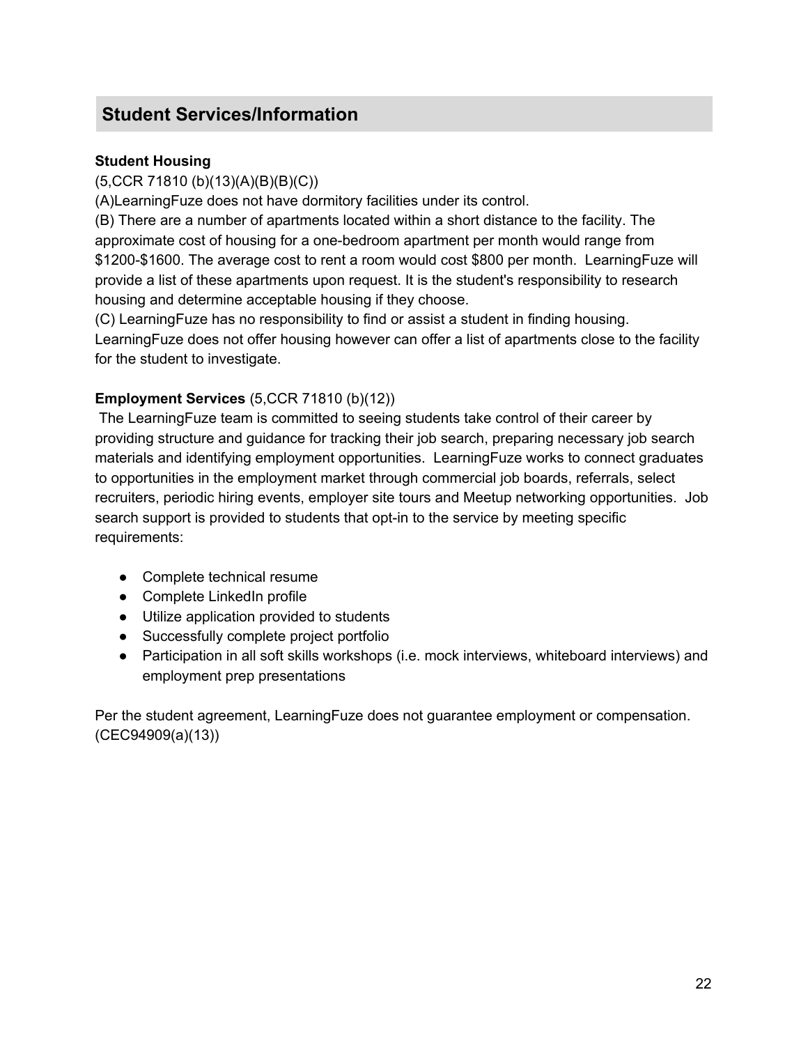## Student Services/Information

**Student Housing**

(5,CCR 71810 (b)(13)(A)(B)(B)(C))

(A)LearningFuze does not have dormitory facilities under its control.

(B) There are a number of apartments located within a short distance to the facility. The approximate cost of housing for a one-bedroom apartment per month would range from $1200-$1600. The average cost to rent a room would cost $800 per month. LearningFuze will provide a list of these apartments upon request. It is the student's responsibility to research housing and determine acceptable housing if they choose.

(C) LearningFuze has no responsibility to find or assist a student in finding housing. LearningFuze does not offer housing however can offer a list of apartments close to the facility for the student to investigate.

**Employment Services** (5,CCR 71810 (b)(12))

The LearningFuze team is committed to seeing students take control of their career by providing structure and guidance for tracking their job search, preparing necessary job search materials and identifying employment opportunities. LearningFuze works to connect graduates to opportunities in the employment market through commercial job boards, referrals, select recruiters, periodic hiring events, employer site tours and Meetup networking opportunities. Job search support is provided to students that opt-in to the service by meeting specific requirements:

- Complete technical resume
- Complete LinkedIn profile
- Utilize application provided to students
- Successfully complete project portfolio
- Participation in all soft skills workshops (i.e. mock interviews, whiteboard interviews) and employment prep presentations

Per the student agreement, LearningFuze does not guarantee employment or compensation. (CEC94909(a)(13))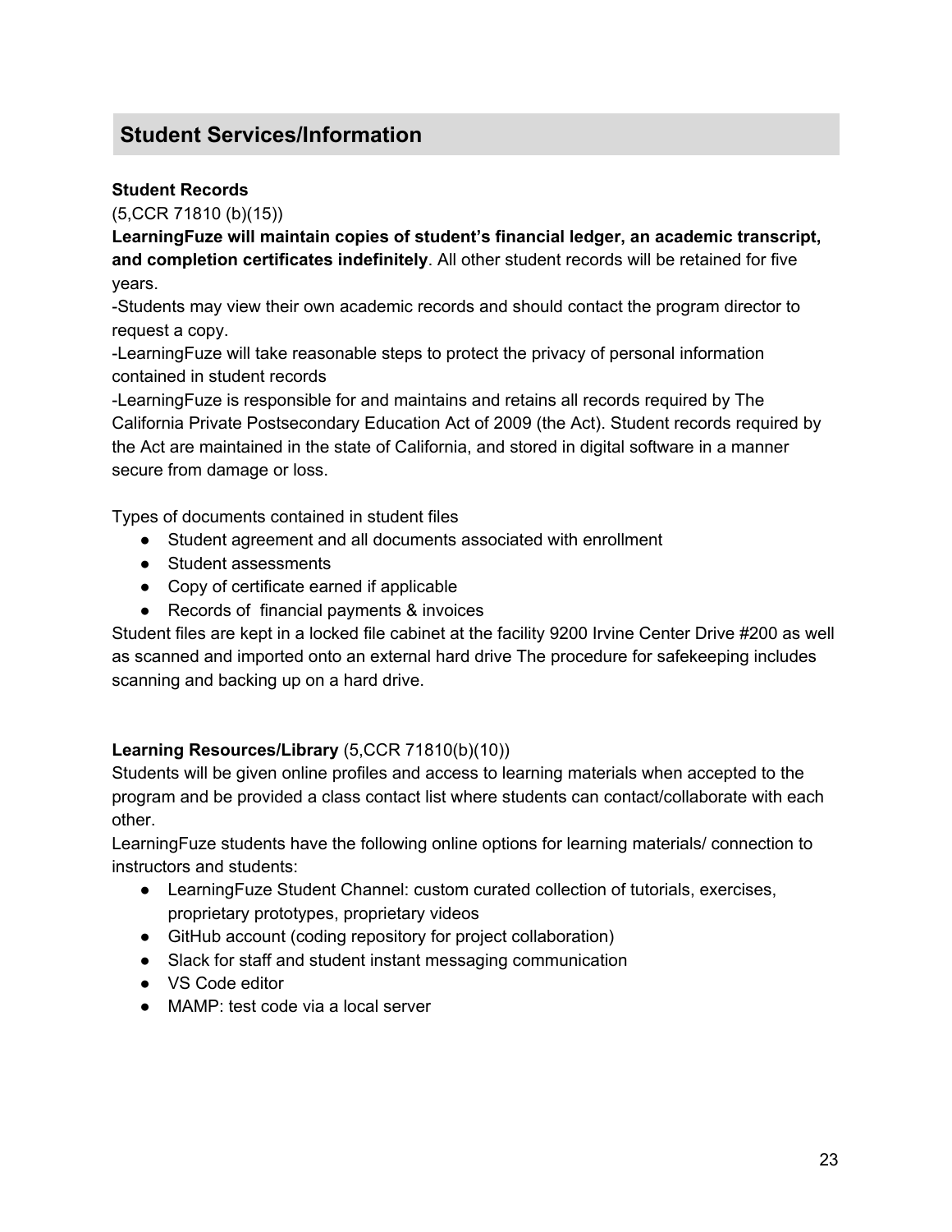## Student Services/Information

**Student Records**

(5,CCR 71810 (b)(15))

**LearningFuze will maintain copies of student's financial ledger, an academic transcript, and completion certificates indefinitely**. All other student records will be retained for five years.

-Students may view their own academic records and should contact the program director to request a copy.

-LearningFuze will take reasonable steps to protect the privacy of personal information contained in student records

-LearningFuze is responsible for and maintains and retains all records required by The California Private Postsecondary Education Act of 2009 (the Act). Student records required by the Act are maintained in the state of California, and stored in digital software in a manner secure from damage or loss.

Types of documents contained in student files

- Student agreement and all documents associated with enrollment
- Student assessments
- Copy of certificate earned if applicable
- Records of financial payments & invoices

Student files are kept in a locked file cabinet at the facility 9200 Irvine Center Drive #200 as well as scanned and imported onto an external hard drive The procedure for safekeeping includes scanning and backing up on a hard drive.

**Learning Resources/Library** (5,CCR 71810(b)(10))

Students will be given online profiles and access to learning materials when accepted to the program and be provided a class contact list where students can contact/collaborate with each other.

LearningFuze students have the following online options for learning materials/ connection to instructors and students:

- LearningFuze Student Channel: custom curated collection of tutorials, exercises, proprietary prototypes, proprietary videos
- GitHub account (coding repository for project collaboration)
- Slack for staff and student instant messaging communication
- VS Code editor
- MAMP: test code via a local server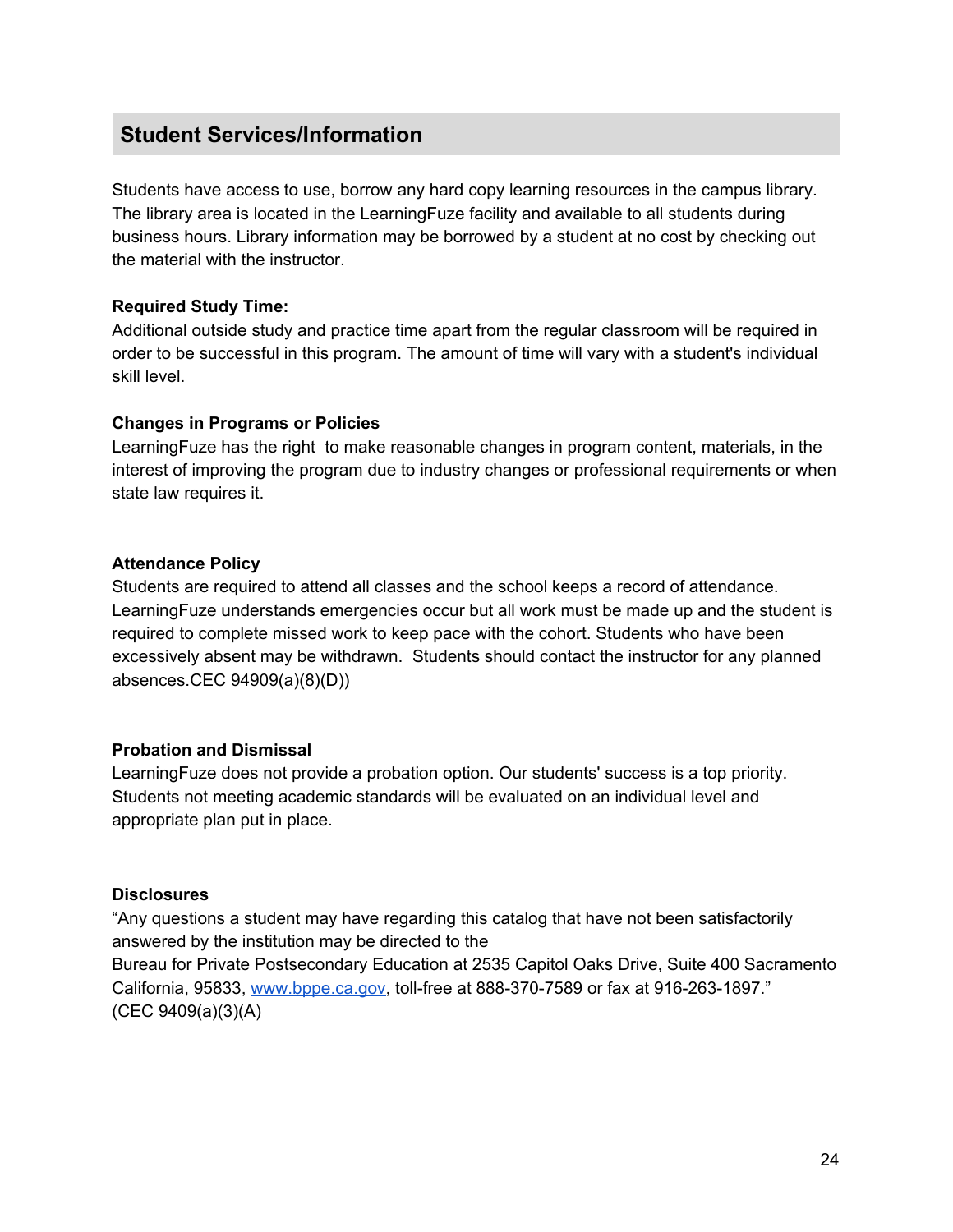## Student Services/Information

Students have access to use, borrow any hard copy learning resources in the campus library. The library area is located in the LearningFuze facility and available to all students during business hours. Library information may be borrowed by a student at no cost by checking out the material with the instructor.

**Required Study Time:**
Additional outside study and practice time apart from the regular classroom will be required in order to be successful in this program. The amount of time will vary with a student's individual skill level.

**Changes in Programs or Policies**
LearningFuze has the right  to make reasonable changes in program content, materials, in the interest of improving the program due to industry changes or professional requirements or when state law requires it.

**Attendance Policy**
Students are required to attend all classes and the school keeps a record of attendance. LearningFuze understands emergencies occur but all work must be made up and the student is required to complete missed work to keep pace with the cohort. Students who have been excessively absent may be withdrawn.  Students should contact the instructor for any planned absences.CEC 94909(a)(8)(D))

**Probation and Dismissal**
LearningFuze does not provide a probation option. Our students' success is a top priority. Students not meeting academic standards will be evaluated on an individual level and appropriate plan put in place.

**Disclosures**
"Any questions a student may have regarding this catalog that have not been satisfactorily answered by the institution may be directed to the
Bureau for Private Postsecondary Education at 2535 Capitol Oaks Drive, Suite 400 Sacramento California, 95833, [www.bppe.ca.gov](http://www.bppe.ca.gov), toll-free at 888-370-7589 or fax at 916-263-1897."
(CEC 9409(a)(3)(A)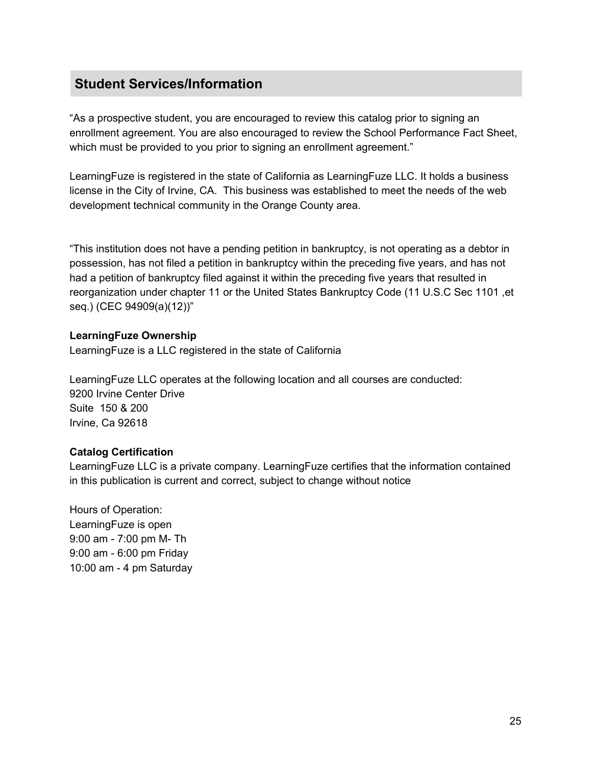## Student Services/Information

“As a prospective student, you are encouraged to review this catalog prior to signing an enrollment agreement. You are also encouraged to review the School Performance Fact Sheet, which must be provided to you prior to signing an enrollment agreement.”

LearningFuze is registered in the state of California as LearningFuze LLC. It holds a business license in the City of Irvine, CA. This business was established to meet the needs of the web development technical community in the Orange County area.

“This institution does not have a pending petition in bankruptcy, is not operating as a debtor in possession, has not filed a petition in bankruptcy within the preceding five years, and has not had a petition of bankruptcy filed against it within the preceding five years that resulted in reorganization under chapter 11 or the United States Bankruptcy Code (11 U.S.C Sec 1101 ,et seq.) (CEC 94909(a)(12))”

**LearningFuze Ownership**
LearningFuze is a LLC registered in the state of California

LearningFuze LLC operates at the following location and all courses are conducted:
9200 Irvine Center Drive
Suite 150 & 200
Irvine, Ca 92618

**Catalog Certification**
LearningFuze LLC is a private company. LearningFuze certifies that the information contained in this publication is current and correct, subject to change without notice

Hours of Operation:
LearningFuze is open
9:00 am - 7:00 pm M- Th
9:00 am - 6:00 pm Friday
10:00 am - 4 pm Saturday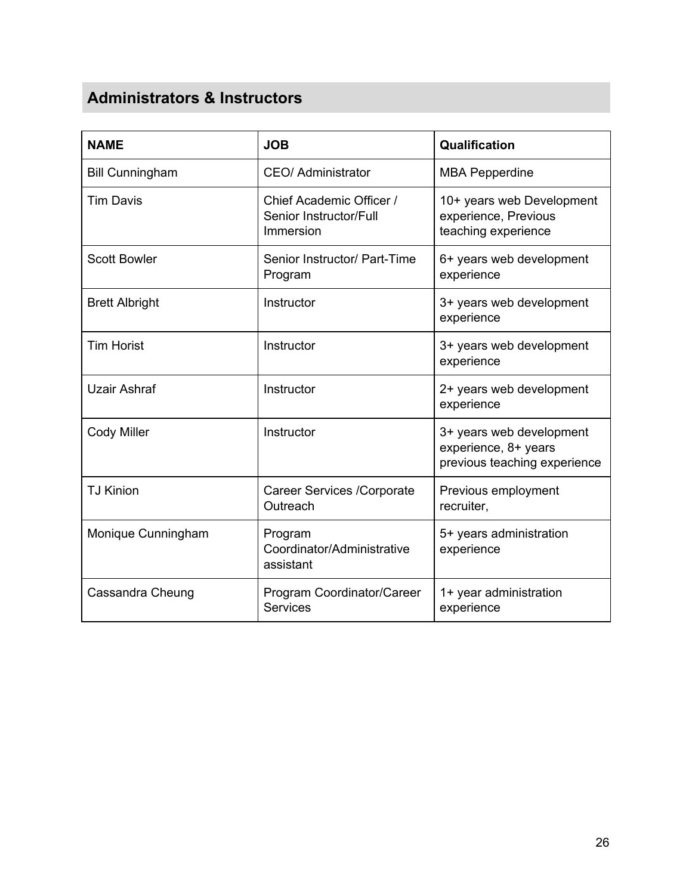## Administrators & Instructors

| NAME | JOB | Qualification |
|---|---|---|
| Bill Cunningham | CEO/ Administrator | MBA Pepperdine |
| Tim Davis | Chief Academic Officer / Senior Instructor/Full Immersion | 10+ years web Development experience, Previous teaching experience |
| Scott Bowler | Senior Instructor/ Part-Time Program | 6+ years web development experience |
| Brett Albright | Instructor | 3+ years web development experience |
| Tim Horist | Instructor | 3+ years web development experience |
| Uzair Ashraf | Instructor | 2+ years web development experience |
| Cody Miller | Instructor | 3+ years web development experience, 8+ years previous teaching experience |
| TJ Kinion | Career Services /Corporate Outreach | Previous employment recruiter, |
| Monique Cunningham | Program Coordinator/Administrative assistant | 5+ years administration experience |
| Cassandra Cheung | Program Coordinator/Career Services | 1+ year administration experience |